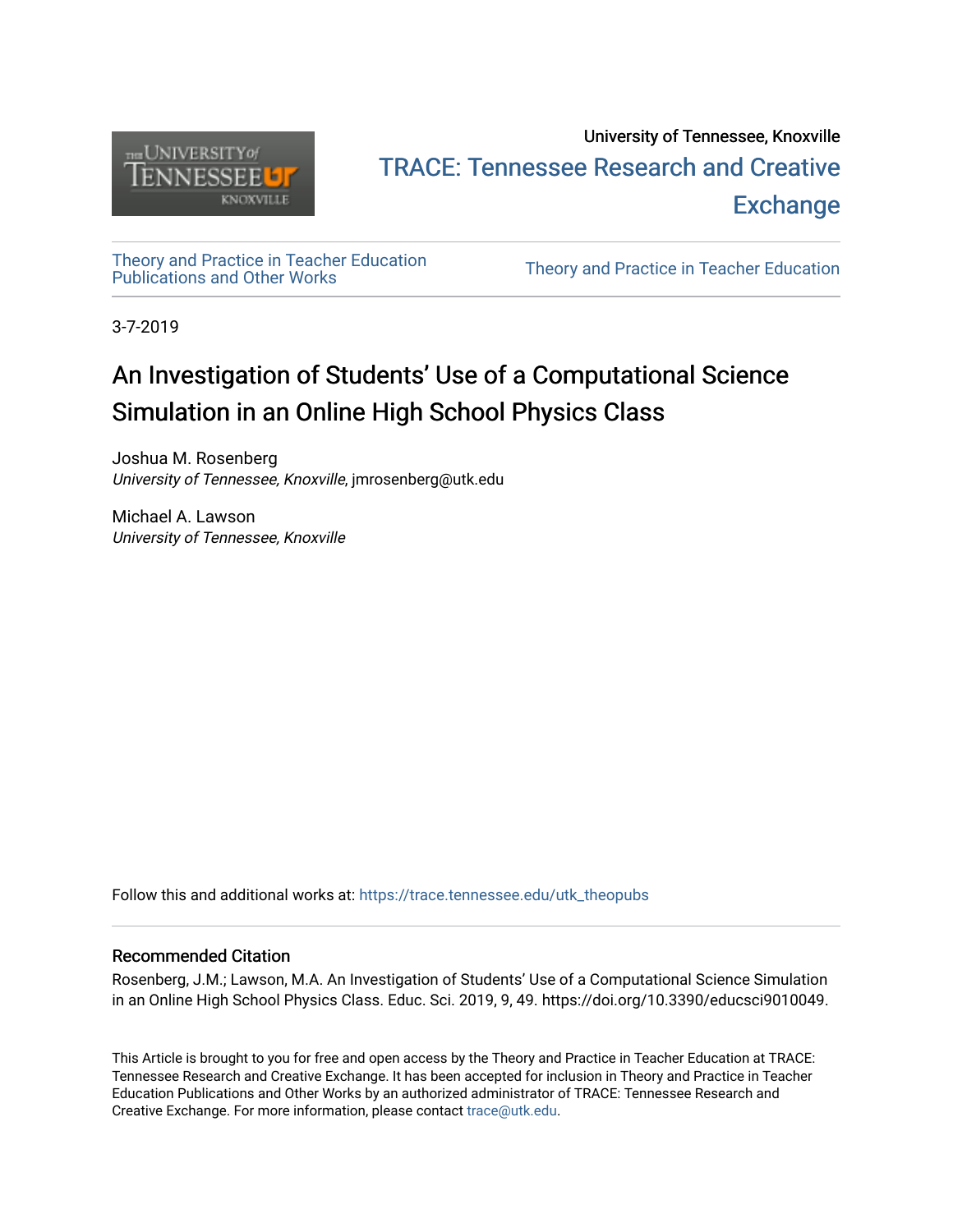University of Tennessee, Knoxville

TRACE: Tennessee Research and Creative Exchange

Theory and Practice in Teacher Education Publications and Other Works

Theory and Practice in Teacher Education

3-7-2019

# An Investigation of Students' Use of a Computational Science Simulation in an Online High School Physics Class

Joshua M. Rosenberg
*University of Tennessee, Knoxville*, jmrosenberg@utk.edu

Michael A. Lawson
*University of Tennessee, Knoxville*

Follow this and additional works at: https://trace.tennessee.edu/utk_theopubs

### Recommended Citation

Rosenberg, J.M.; Lawson, M.A. An Investigation of Students' Use of a Computational Science Simulation in an Online High School Physics Class. Educ. Sci. 2019, 9, 49. https://doi.org/10.3390/educsci9010049.

This Article is brought to you for free and open access by the Theory and Practice in Teacher Education at TRACE: Tennessee Research and Creative Exchange. It has been accepted for inclusion in Theory and Practice in Teacher Education Publications and Other Works by an authorized administrator of TRACE: Tennessee Research and Creative Exchange. For more information, please contact trace@utk.edu.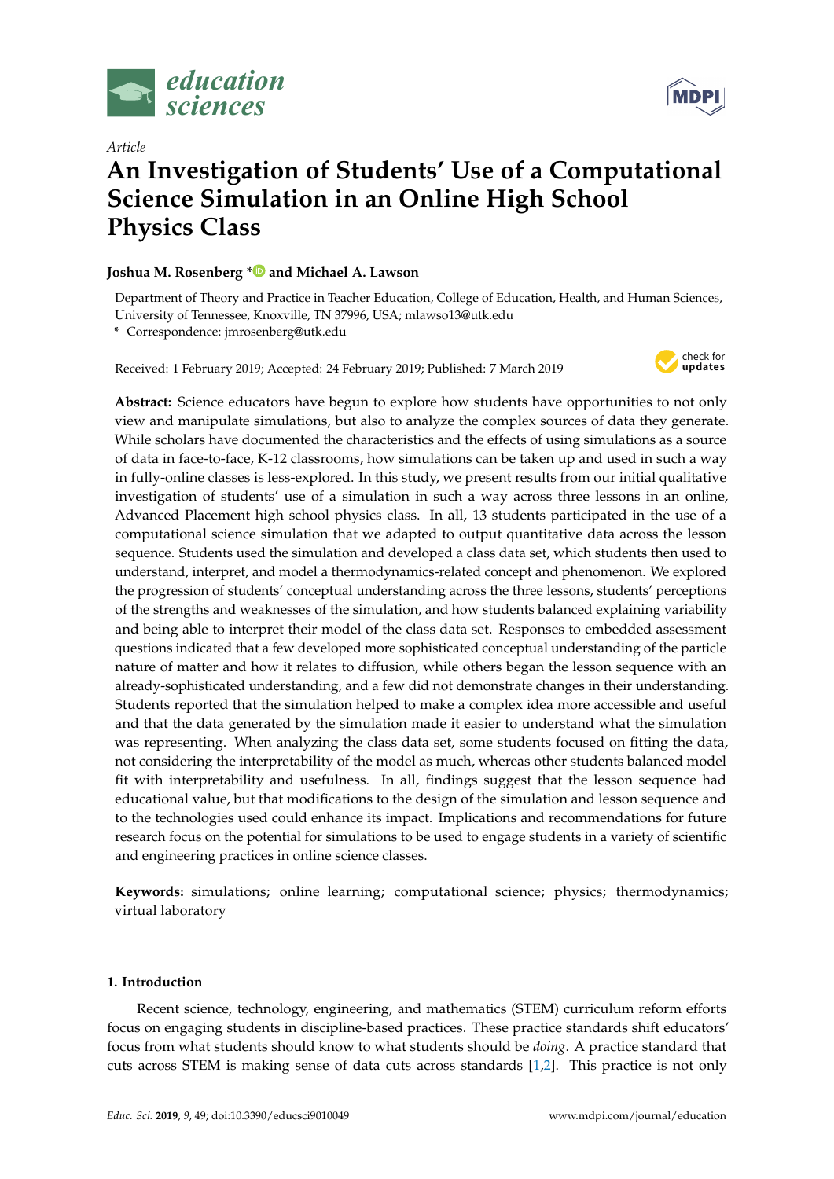Article

# An Investigation of Students' Use of a Computational Science Simulation in an Online High School Physics Class

**Joshua M. Rosenberg * and Michael A. Lawson**

Department of Theory and Practice in Teacher Education, College of Education, Health, and Human Sciences, University of Tennessee, Knoxville, TN 37996, USA; mlawso13@utk.edu

\* Correspondence: jmrosenberg@utk.edu

Received: 1 February 2019; Accepted: 24 February 2019; Published: 7 March 2019

**Abstract:** Science educators have begun to explore how students have opportunities to not only view and manipulate simulations, but also to analyze the complex sources of data they generate. While scholars have documented the characteristics and the effects of using simulations as a source of data in face-to-face, K-12 classrooms, how simulations can be taken up and used in such a way in fully-online classes is less-explored. In this study, we present results from our initial qualitative investigation of students' use of a simulation in such a way across three lessons in an online, Advanced Placement high school physics class. In all, 13 students participated in the use of a computational science simulation that we adapted to output quantitative data across the lesson sequence. Students used the simulation and developed a class data set, which students then used to understand, interpret, and model a thermodynamics-related concept and phenomenon. We explored the progression of students' conceptual understanding across the three lessons, students' perceptions of the strengths and weaknesses of the simulation, and how students balanced explaining variability and being able to interpret their model of the class data set. Responses to embedded assessment questions indicated that a few developed more sophisticated conceptual understanding of the particle nature of matter and how it relates to diffusion, while others began the lesson sequence with an already-sophisticated understanding, and a few did not demonstrate changes in their understanding. Students reported that the simulation helped to make a complex idea more accessible and useful and that the data generated by the simulation made it easier to understand what the simulation was representing. When analyzing the class data set, some students focused on fitting the data, not considering the interpretability of the model as much, whereas other students balanced model fit with interpretability and usefulness. In all, findings suggest that the lesson sequence had educational value, but that modifications to the design of the simulation and lesson sequence and to the technologies used could enhance its impact. Implications and recommendations for future research focus on the potential for simulations to be used to engage students in a variety of scientific and engineering practices in online science classes.

**Keywords:** simulations; online learning; computational science; physics; thermodynamics; virtual laboratory

## 1. Introduction

Recent science, technology, engineering, and mathematics (STEM) curriculum reform efforts focus on engaging students in discipline-based practices. These practice standards shift educators' focus from what students should know to what students should be *doing*. A practice standard that cuts across STEM is making sense of data cuts across standards [1,2]. This practice is not only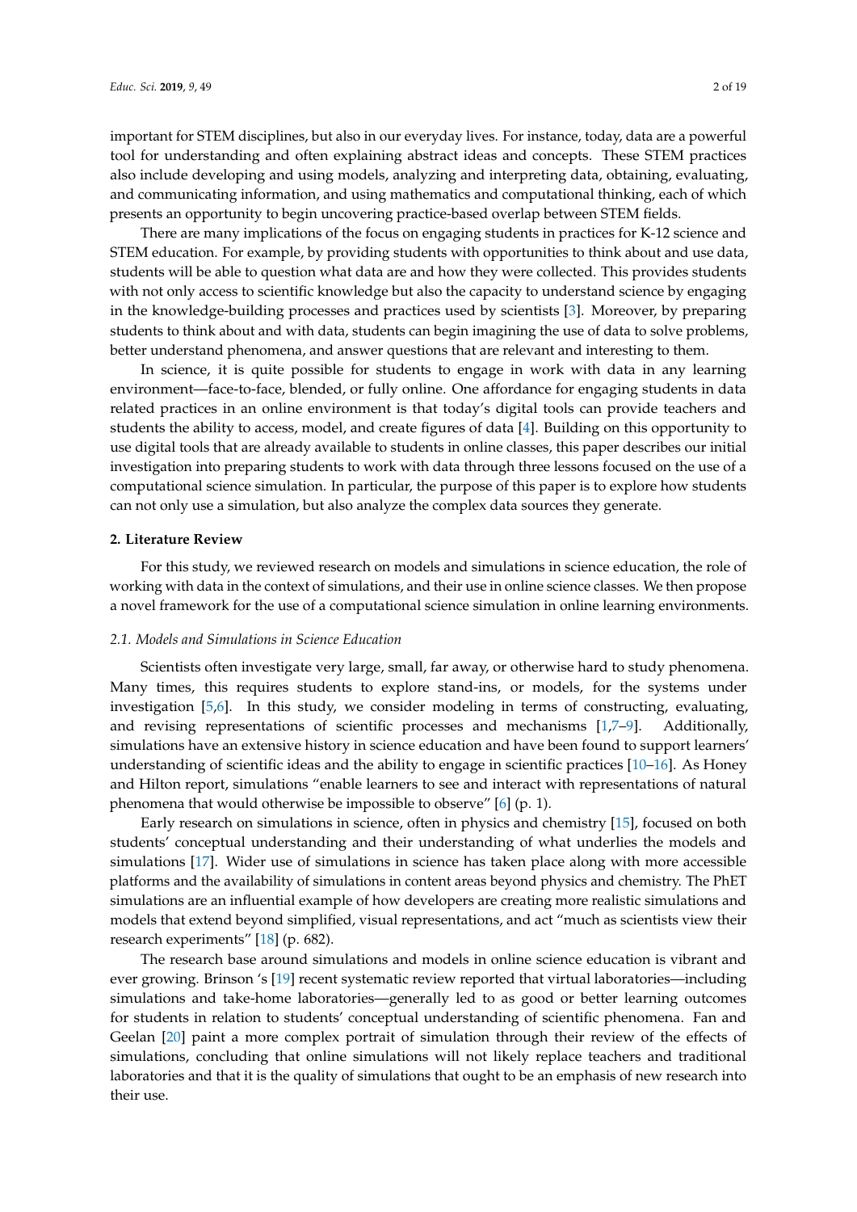important for STEM disciplines, but also in our everyday lives. For instance, today, data are a powerful tool for understanding and often explaining abstract ideas and concepts. These STEM practices also include developing and using models, analyzing and interpreting data, obtaining, evaluating, and communicating information, and using mathematics and computational thinking, each of which presents an opportunity to begin uncovering practice-based overlap between STEM fields.

There are many implications of the focus on engaging students in practices for K-12 science and STEM education. For example, by providing students with opportunities to think about and use data, students will be able to question what data are and how they were collected. This provides students with not only access to scientific knowledge but also the capacity to understand science by engaging in the knowledge-building processes and practices used by scientists [3]. Moreover, by preparing students to think about and with data, students can begin imagining the use of data to solve problems, better understand phenomena, and answer questions that are relevant and interesting to them.

In science, it is quite possible for students to engage in work with data in any learning environment—face-to-face, blended, or fully online. One affordance for engaging students in data related practices in an online environment is that today's digital tools can provide teachers and students the ability to access, model, and create figures of data [4]. Building on this opportunity to use digital tools that are already available to students in online classes, this paper describes our initial investigation into preparing students to work with data through three lessons focused on the use of a computational science simulation. In particular, the purpose of this paper is to explore how students can not only use a simulation, but also analyze the complex data sources they generate.

## 2. Literature Review

For this study, we reviewed research on models and simulations in science education, the role of working with data in the context of simulations, and their use in online science classes. We then propose a novel framework for the use of a computational science simulation in online learning environments.

### 2.1. Models and Simulations in Science Education

Scientists often investigate very large, small, far away, or otherwise hard to study phenomena. Many times, this requires students to explore stand-ins, or models, for the systems under investigation [5,6]. In this study, we consider modeling in terms of constructing, evaluating, and revising representations of scientific processes and mechanisms [1,7–9]. Additionally, simulations have an extensive history in science education and have been found to support learners' understanding of scientific ideas and the ability to engage in scientific practices [10–16]. As Honey and Hilton report, simulations "enable learners to see and interact with representations of natural phenomena that would otherwise be impossible to observe" [6] (p. 1).

Early research on simulations in science, often in physics and chemistry [15], focused on both students' conceptual understanding and their understanding of what underlies the models and simulations [17]. Wider use of simulations in science has taken place along with more accessible platforms and the availability of simulations in content areas beyond physics and chemistry. The PhET simulations are an influential example of how developers are creating more realistic simulations and models that extend beyond simplified, visual representations, and act "much as scientists view their research experiments" [18] (p. 682).

The research base around simulations and models in online science education is vibrant and ever growing. Brinson 's [19] recent systematic review reported that virtual laboratories—including simulations and take-home laboratories—generally led to as good or better learning outcomes for students in relation to students' conceptual understanding of scientific phenomena. Fan and Geelan [20] paint a more complex portrait of simulation through their review of the effects of simulations, concluding that online simulations will not likely replace teachers and traditional laboratories and that it is the quality of simulations that ought to be an emphasis of new research into their use.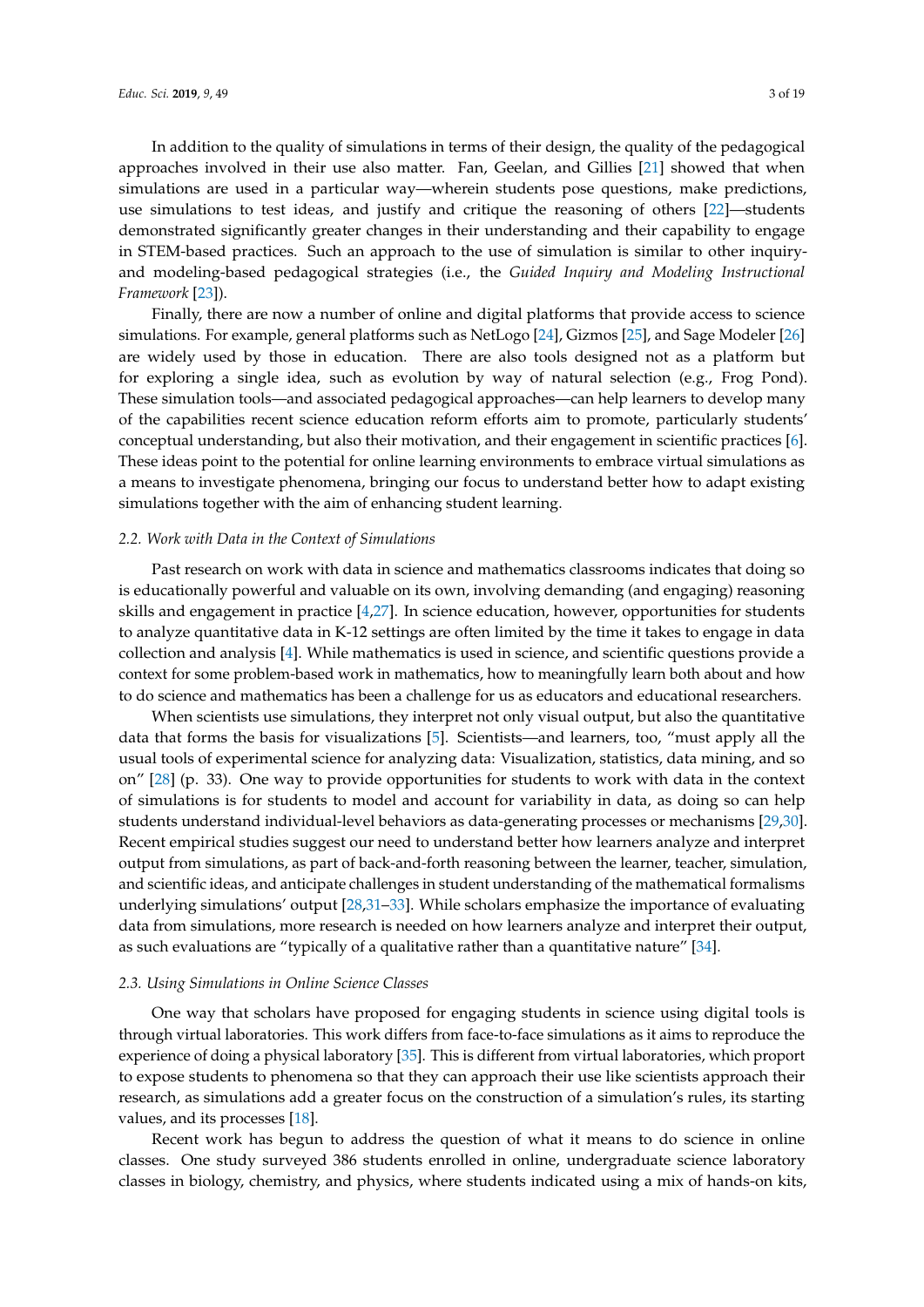In addition to the quality of simulations in terms of their design, the quality of the pedagogical approaches involved in their use also matter. Fan, Geelan, and Gillies [21] showed that when simulations are used in a particular way—wherein students pose questions, make predictions, use simulations to test ideas, and justify and critique the reasoning of others [22]—students demonstrated significantly greater changes in their understanding and their capability to engage in STEM-based practices. Such an approach to the use of simulation is similar to other inquiry- and modeling-based pedagogical strategies (i.e., the *Guided Inquiry and Modeling Instructional Framework* [23]).

Finally, there are now a number of online and digital platforms that provide access to science simulations. For example, general platforms such as NetLogo [24], Gizmos [25], and Sage Modeler [26] are widely used by those in education. There are also tools designed not as a platform but for exploring a single idea, such as evolution by way of natural selection (e.g., Frog Pond). These simulation tools—and associated pedagogical approaches—can help learners to develop many of the capabilities recent science education reform efforts aim to promote, particularly students' conceptual understanding, but also their motivation, and their engagement in scientific practices [6]. These ideas point to the potential for online learning environments to embrace virtual simulations as a means to investigate phenomena, bringing our focus to understand better how to adapt existing simulations together with the aim of enhancing student learning.

### 2.2. Work with Data in the Context of Simulations

Past research on work with data in science and mathematics classrooms indicates that doing so is educationally powerful and valuable on its own, involving demanding (and engaging) reasoning skills and engagement in practice [4,27]. In science education, however, opportunities for students to analyze quantitative data in K-12 settings are often limited by the time it takes to engage in data collection and analysis [4]. While mathematics is used in science, and scientific questions provide a context for some problem-based work in mathematics, how to meaningfully learn both about and how to do science and mathematics has been a challenge for us as educators and educational researchers.

When scientists use simulations, they interpret not only visual output, but also the quantitative data that forms the basis for visualizations [5]. Scientists—and learners, too, "must apply all the usual tools of experimental science for analyzing data: Visualization, statistics, data mining, and so on" [28] (p. 33). One way to provide opportunities for students to work with data in the context of simulations is for students to model and account for variability in data, as doing so can help students understand individual-level behaviors as data-generating processes or mechanisms [29,30]. Recent empirical studies suggest our need to understand better how learners analyze and interpret output from simulations, as part of back-and-forth reasoning between the learner, teacher, simulation, and scientific ideas, and anticipate challenges in student understanding of the mathematical formalisms underlying simulations' output [28,31–33]. While scholars emphasize the importance of evaluating data from simulations, more research is needed on how learners analyze and interpret their output, as such evaluations are "typically of a qualitative rather than a quantitative nature" [34].

### 2.3. Using Simulations in Online Science Classes

One way that scholars have proposed for engaging students in science using digital tools is through virtual laboratories. This work differs from face-to-face simulations as it aims to reproduce the experience of doing a physical laboratory [35]. This is different from virtual laboratories, which proport to expose students to phenomena so that they can approach their use like scientists approach their research, as simulations add a greater focus on the construction of a simulation's rules, its starting values, and its processes [18].

Recent work has begun to address the question of what it means to do science in online classes. One study surveyed 386 students enrolled in online, undergraduate science laboratory classes in biology, chemistry, and physics, where students indicated using a mix of hands-on kits,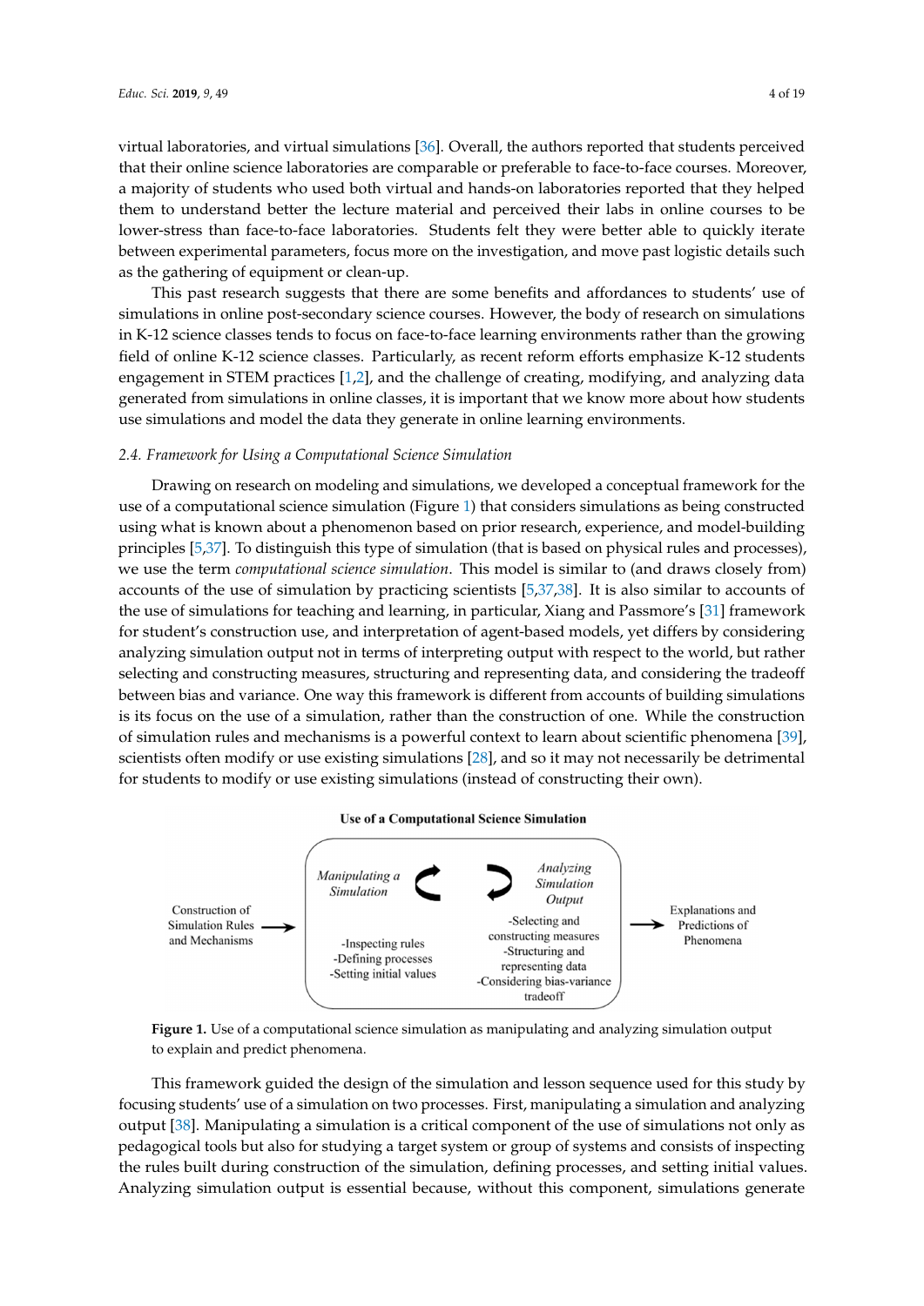virtual laboratories, and virtual simulations [36]. Overall, the authors reported that students perceived that their online science laboratories are comparable or preferable to face-to-face courses. Moreover, a majority of students who used both virtual and hands-on laboratories reported that they helped them to understand better the lecture material and perceived their labs in online courses to be lower-stress than face-to-face laboratories. Students felt they were better able to quickly iterate between experimental parameters, focus more on the investigation, and move past logistic details such as the gathering of equipment or clean-up.

This past research suggests that there are some benefits and affordances to students' use of simulations in online post-secondary science courses. However, the body of research on simulations in K-12 science classes tends to focus on face-to-face learning environments rather than the growing field of online K-12 science classes. Particularly, as recent reform efforts emphasize K-12 students engagement in STEM practices [1,2], and the challenge of creating, modifying, and analyzing data generated from simulations in online classes, it is important that we know more about how students use simulations and model the data they generate in online learning environments.

### 2.4. Framework for Using a Computational Science Simulation

Drawing on research on modeling and simulations, we developed a conceptual framework for the use of a computational science simulation (Figure 1) that considers simulations as being constructed using what is known about a phenomenon based on prior research, experience, and model-building principles [5,37]. To distinguish this type of simulation (that is based on physical rules and processes), we use the term *computational science simulation*. This model is similar to (and draws closely from) accounts of the use of simulation by practicing scientists [5,37,38]. It is also similar to accounts of the use of simulations for teaching and learning, in particular, Xiang and Passmore's [31] framework for student's construction use, and interpretation of agent-based models, yet differs by considering analyzing simulation output not in terms of interpreting output with respect to the world, but rather selecting and constructing measures, structuring and representing data, and considering the tradeoff between bias and variance. One way this framework is different from accounts of building simulations is its focus on the use of a simulation, rather than the construction of one. While the construction of simulation rules and mechanisms is a powerful context to learn about scientific phenomena [39], scientists often modify or use existing simulations [28], and so it may not necessarily be detrimental for students to modify or use existing simulations (instead of constructing their own).

**Use of a Computational Science Simulation**

Construction of Simulation Rules and Mechanisms

*Manipulating a Simulation*

-Inspecting rules
-Defining processes
-Setting initial values

*Analyzing Simulation Output*

-Selecting and constructing measures
-Structuring and representing data
-Considering bias-variance tradeoff

Explanations and Predictions of Phenomena

**Figure 1.** Use of a computational science simulation as manipulating and analyzing simulation output to explain and predict phenomena.

This framework guided the design of the simulation and lesson sequence used for this study by focusing students' use of a simulation on two processes. First, manipulating a simulation and analyzing output [38]. Manipulating a simulation is a critical component of the use of simulations not only as pedagogical tools but also for studying a target system or group of systems and consists of inspecting the rules built during construction of the simulation, defining processes, and setting initial values. Analyzing simulation output is essential because, without this component, simulations generate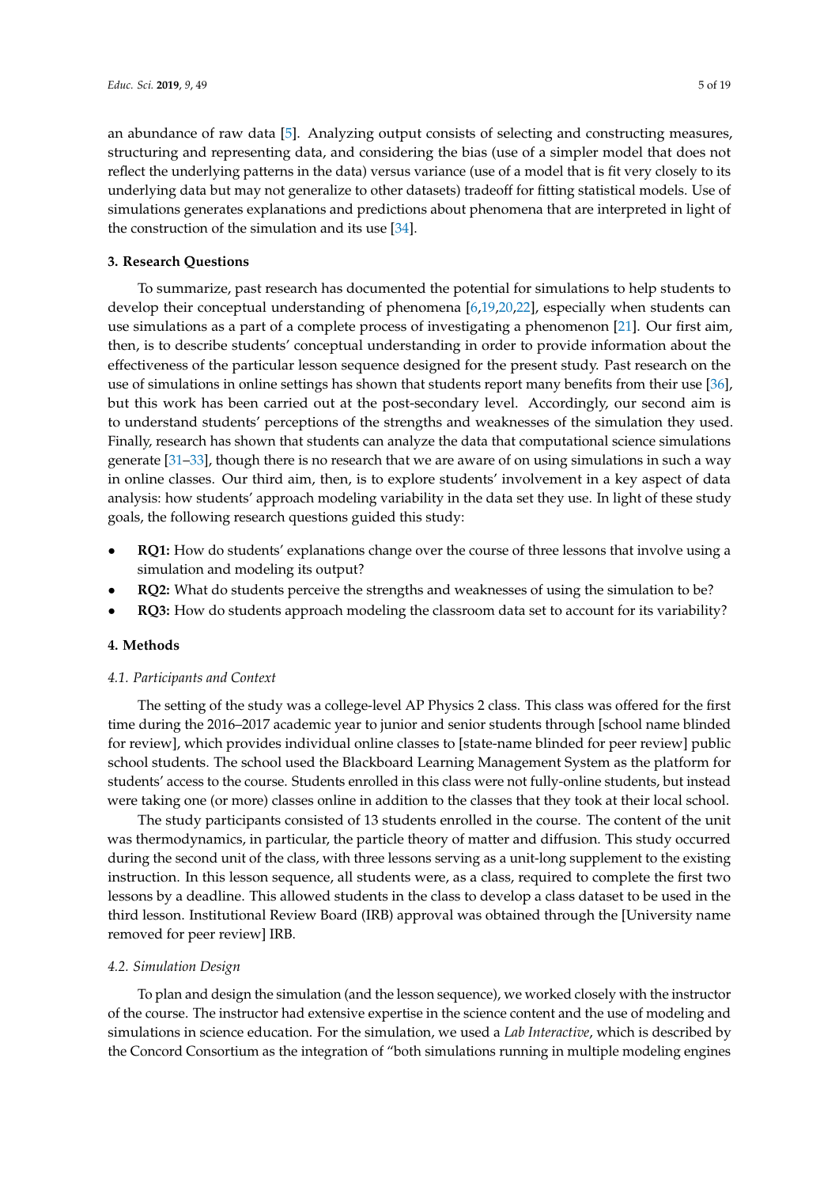an abundance of raw data [5]. Analyzing output consists of selecting and constructing measures, structuring and representing data, and considering the bias (use of a simpler model that does not reflect the underlying patterns in the data) versus variance (use of a model that is fit very closely to its underlying data but may not generalize to other datasets) tradeoff for fitting statistical models. Use of simulations generates explanations and predictions about phenomena that are interpreted in light of the construction of the simulation and its use [34].

## 3. Research Questions

To summarize, past research has documented the potential for simulations to help students to develop their conceptual understanding of phenomena [6,19,20,22], especially when students can use simulations as a part of a complete process of investigating a phenomenon [21]. Our first aim, then, is to describe students' conceptual understanding in order to provide information about the effectiveness of the particular lesson sequence designed for the present study. Past research on the use of simulations in online settings has shown that students report many benefits from their use [36], but this work has been carried out at the post-secondary level. Accordingly, our second aim is to understand students' perceptions of the strengths and weaknesses of the simulation they used. Finally, research has shown that students can analyze the data that computational science simulations generate [31–33], though there is no research that we are aware of on using simulations in such a way in online classes. Our third aim, then, is to explore students' involvement in a key aspect of data analysis: how students' approach modeling variability in the data set they use. In light of these study goals, the following research questions guided this study:

- **RQ1:** How do students' explanations change over the course of three lessons that involve using a simulation and modeling its output?
- **RQ2:** What do students perceive the strengths and weaknesses of using the simulation to be?
- **RQ3:** How do students approach modeling the classroom data set to account for its variability?

## 4. Methods

### *4.1. Participants and Context*

The setting of the study was a college-level AP Physics 2 class. This class was offered for the first time during the 2016–2017 academic year to junior and senior students through [school name blinded for review], which provides individual online classes to [state-name blinded for peer review] public school students. The school used the Blackboard Learning Management System as the platform for students' access to the course. Students enrolled in this class were not fully-online students, but instead were taking one (or more) classes online in addition to the classes that they took at their local school.

The study participants consisted of 13 students enrolled in the course. The content of the unit was thermodynamics, in particular, the particle theory of matter and diffusion. This study occurred during the second unit of the class, with three lessons serving as a unit-long supplement to the existing instruction. In this lesson sequence, all students were, as a class, required to complete the first two lessons by a deadline. This allowed students in the class to develop a class dataset to be used in the third lesson. Institutional Review Board (IRB) approval was obtained through the [University name removed for peer review] IRB.

### *4.2. Simulation Design*

To plan and design the simulation (and the lesson sequence), we worked closely with the instructor of the course. The instructor had extensive expertise in the science content and the use of modeling and simulations in science education. For the simulation, we used a *Lab Interactive*, which is described by the Concord Consortium as the integration of "both simulations running in multiple modeling engines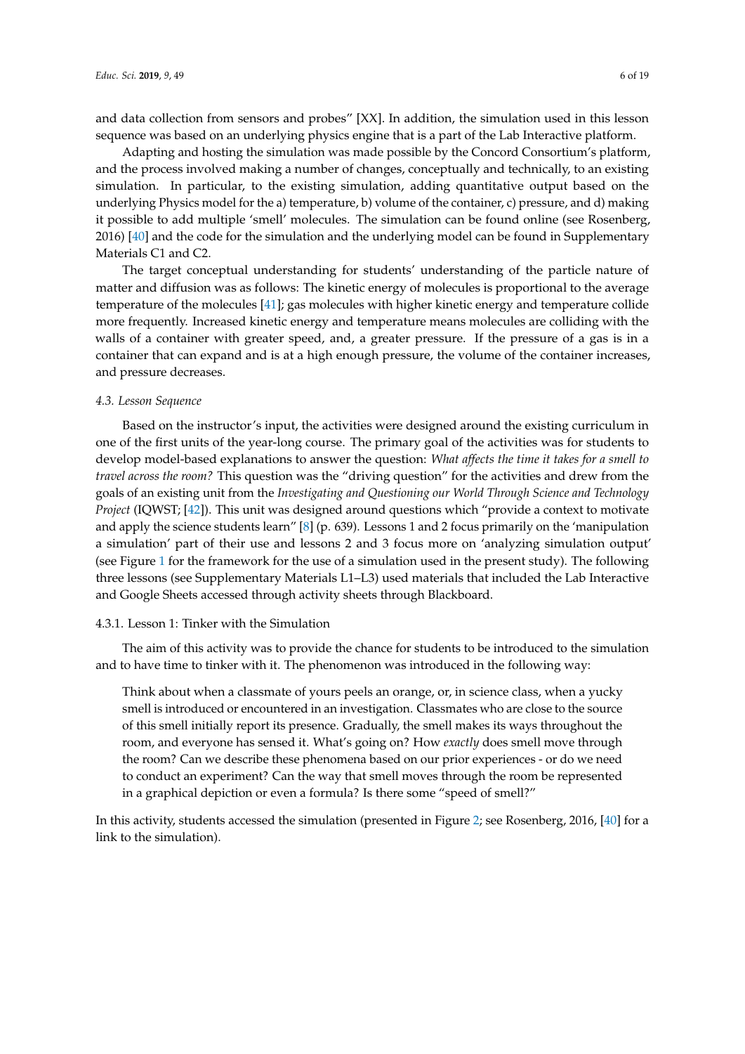and data collection from sensors and probes" [XX]. In addition, the simulation used in this lesson sequence was based on an underlying physics engine that is a part of the Lab Interactive platform.

Adapting and hosting the simulation was made possible by the Concord Consortium's platform, and the process involved making a number of changes, conceptually and technically, to an existing simulation. In particular, to the existing simulation, adding quantitative output based on the underlying Physics model for the a) temperature, b) volume of the container, c) pressure, and d) making it possible to add multiple 'smell' molecules. The simulation can be found online (see Rosenberg, 2016) [40] and the code for the simulation and the underlying model can be found in Supplementary Materials C1 and C2.

The target conceptual understanding for students' understanding of the particle nature of matter and diffusion was as follows: The kinetic energy of molecules is proportional to the average temperature of the molecules [41]; gas molecules with higher kinetic energy and temperature collide more frequently. Increased kinetic energy and temperature means molecules are colliding with the walls of a container with greater speed, and, a greater pressure. If the pressure of a gas is in a container that can expand and is at a high enough pressure, the volume of the container increases, and pressure decreases.

### *4.3. Lesson Sequence*

Based on the instructor's input, the activities were designed around the existing curriculum in one of the first units of the year-long course. The primary goal of the activities was for students to develop model-based explanations to answer the question: *What affects the time it takes for a smell to travel across the room?* This question was the "driving question" for the activities and drew from the goals of an existing unit from the *Investigating and Questioning our World Through Science and Technology Project* (IQWST; [42]). This unit was designed around questions which "provide a context to motivate and apply the science students learn" [8] (p. 639). Lessons 1 and 2 focus primarily on the 'manipulation a simulation' part of their use and lessons 2 and 3 focus more on 'analyzing simulation output' (see Figure 1 for the framework for the use of a simulation used in the present study). The following three lessons (see Supplementary Materials L1–L3) used materials that included the Lab Interactive and Google Sheets accessed through activity sheets through Blackboard.

#### 4.3.1. Lesson 1: Tinker with the Simulation

The aim of this activity was to provide the chance for students to be introduced to the simulation and to have time to tinker with it. The phenomenon was introduced in the following way:

> Think about when a classmate of yours peels an orange, or, in science class, when a yucky smell is introduced or encountered in an investigation. Classmates who are close to the source of this smell initially report its presence. Gradually, the smell makes its ways throughout the room, and everyone has sensed it. What's going on? How *exactly* does smell move through the room? Can we describe these phenomena based on our prior experiences - or do we need to conduct an experiment? Can the way that smell moves through the room be represented in a graphical depiction or even a formula? Is there some "speed of smell?"

In this activity, students accessed the simulation (presented in Figure 2; see Rosenberg, 2016, [40] for a link to the simulation).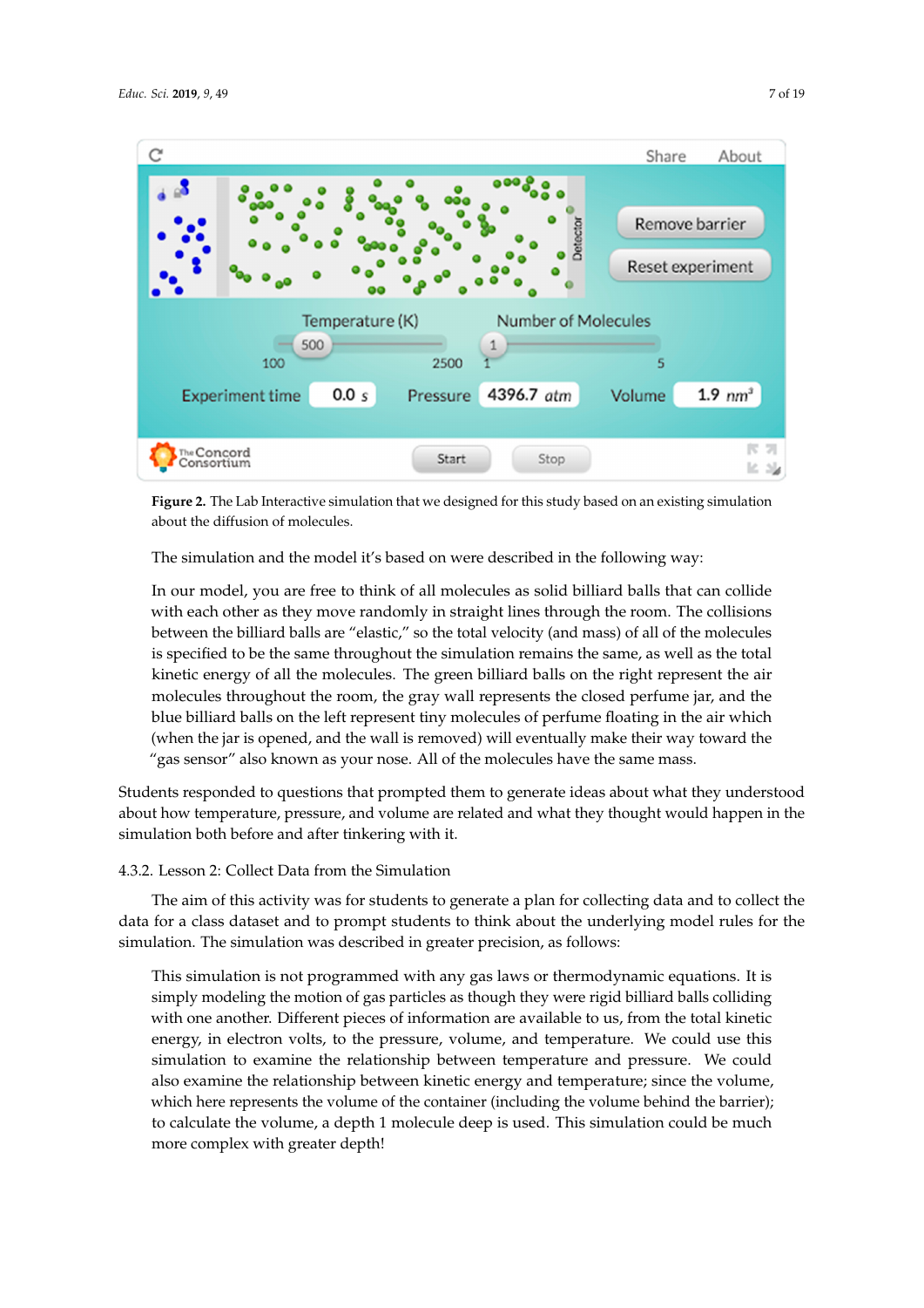Share About

Remove barrier

Reset experiment

Detector

Temperature (K)

500

100 2500

Number of Molecules

1

1 5

Experiment time 0.0 s

Pressure 4396.7 atm

Volume 1.9 nm³

The Concord Consortium

Start Stop

**Figure 2.** The Lab Interactive simulation that we designed for this study based on an existing simulation about the diffusion of molecules.

The simulation and the model it's based on were described in the following way:

> In our model, you are free to think of all molecules as solid billiard balls that can collide with each other as they move randomly in straight lines through the room. The collisions between the billiard balls are "elastic," so the total velocity (and mass) of all of the molecules is specified to be the same throughout the simulation remains the same, as well as the total kinetic energy of all the molecules. The green billiard balls on the right represent the air molecules throughout the room, the gray wall represents the closed perfume jar, and the blue billiard balls on the left represent tiny molecules of perfume floating in the air which (when the jar is opened, and the wall is removed) will eventually make their way toward the "gas sensor" also known as your nose. All of the molecules have the same mass.

Students responded to questions that prompted them to generate ideas about what they understood about how temperature, pressure, and volume are related and what they thought would happen in the simulation both before and after tinkering with it.

#### 4.3.2. Lesson 2: Collect Data from the Simulation

The aim of this activity was for students to generate a plan for collecting data and to collect the data for a class dataset and to prompt students to think about the underlying model rules for the simulation. The simulation was described in greater precision, as follows:

> This simulation is not programmed with any gas laws or thermodynamic equations. It is simply modeling the motion of gas particles as though they were rigid billiard balls colliding with one another. Different pieces of information are available to us, from the total kinetic energy, in electron volts, to the pressure, volume, and temperature. We could use this simulation to examine the relationship between temperature and pressure. We could also examine the relationship between kinetic energy and temperature; since the volume, which here represents the volume of the container (including the volume behind the barrier); to calculate the volume, a depth 1 molecule deep is used. This simulation could be much more complex with greater depth!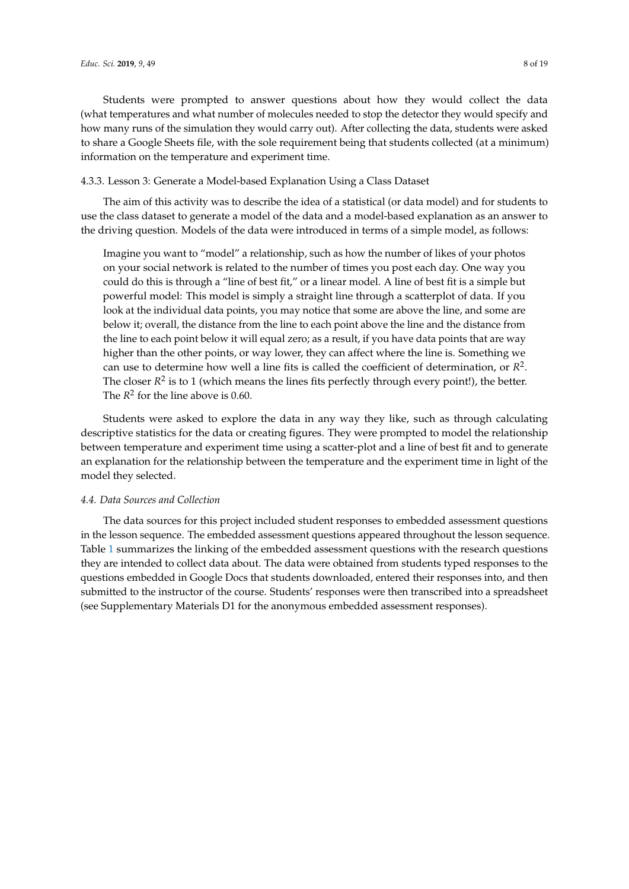Students were prompted to answer questions about how they would collect the data (what temperatures and what number of molecules needed to stop the detector they would specify and how many runs of the simulation they would carry out). After collecting the data, students were asked to share a Google Sheets file, with the sole requirement being that students collected (at a minimum) information on the temperature and experiment time.

#### 4.3.3. Lesson 3: Generate a Model-based Explanation Using a Class Dataset

The aim of this activity was to describe the idea of a statistical (or data model) and for students to use the class dataset to generate a model of the data and a model-based explanation as an answer to the driving question. Models of the data were introduced in terms of a simple model, as follows:

> Imagine you want to "model" a relationship, such as how the number of likes of your photos on your social network is related to the number of times you post each day. One way you could do this is through a "line of best fit," or a linear model. A line of best fit is a simple but powerful model: This model is simply a straight line through a scatterplot of data. If you look at the individual data points, you may notice that some are above the line, and some are below it; overall, the distance from the line to each point above the line and the distance from the line to each point below it will equal zero; as a result, if you have data points that are way higher than the other points, or way lower, they can affect where the line is. Something we can use to determine how well a line fits is called the coefficient of determination, or $R^2$. The closer $R^2$ is to 1 (which means the lines fits perfectly through every point!), the better. The $R^2$ for the line above is 0.60.

Students were asked to explore the data in any way they like, such as through calculating descriptive statistics for the data or creating figures. They were prompted to model the relationship between temperature and experiment time using a scatter-plot and a line of best fit and to generate an explanation for the relationship between the temperature and the experiment time in light of the model they selected.

### *4.4. Data Sources and Collection*

The data sources for this project included student responses to embedded assessment questions in the lesson sequence. The embedded assessment questions appeared throughout the lesson sequence. Table 1 summarizes the linking of the embedded assessment questions with the research questions they are intended to collect data about. The data were obtained from students typed responses to the questions embedded in Google Docs that students downloaded, entered their responses into, and then submitted to the instructor of the course. Students' responses were then transcribed into a spreadsheet (see Supplementary Materials D1 for the anonymous embedded assessment responses).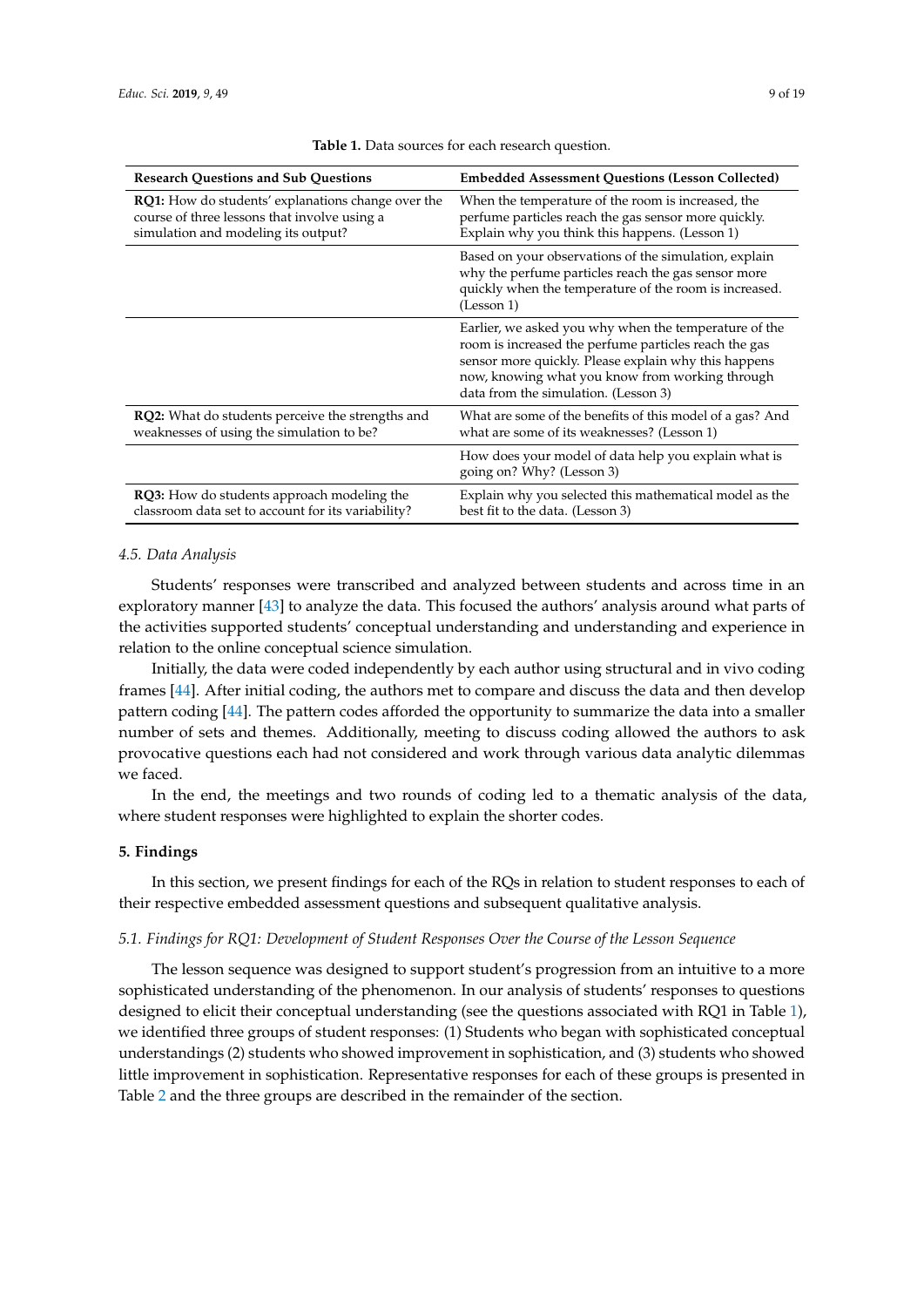**Table 1.** Data sources for each research question.

| Research Questions and Sub Questions | Embedded Assessment Questions (Lesson Collected) |
| --- | --- |
| **RQ1:** How do students' explanations change over the course of three lessons that involve using a simulation and modeling its output? | When the temperature of the room is increased, the perfume particles reach the gas sensor more quickly. Explain why you think this happens. (Lesson 1) |
| | Based on your observations of the simulation, explain why the perfume particles reach the gas sensor more quickly when the temperature of the room is increased. (Lesson 1) |
| | Earlier, we asked you why when the temperature of the room is increased the perfume particles reach the gas sensor more quickly. Please explain why this happens now, knowing what you know from working through data from the simulation. (Lesson 3) |
| **RQ2:** What do students perceive the strengths and weaknesses of using the simulation to be? | What are some of the benefits of this model of a gas? And what are some of its weaknesses? (Lesson 1) |
| | How does your model of data help you explain what is going on? Why? (Lesson 3) |
| **RQ3:** How do students approach modeling the classroom data set to account for its variability? | Explain why you selected this mathematical model as the best fit to the data. (Lesson 3) |

### 4.5. Data Analysis

Students' responses were transcribed and analyzed between students and across time in an exploratory manner [43] to analyze the data. This focused the authors' analysis around what parts of the activities supported students' conceptual understanding and understanding and experience in relation to the online conceptual science simulation.

Initially, the data were coded independently by each author using structural and in vivo coding frames [44]. After initial coding, the authors met to compare and discuss the data and then develop pattern coding [44]. The pattern codes afforded the opportunity to summarize the data into a smaller number of sets and themes. Additionally, meeting to discuss coding allowed the authors to ask provocative questions each had not considered and work through various data analytic dilemmas we faced.

In the end, the meetings and two rounds of coding led to a thematic analysis of the data, where student responses were highlighted to explain the shorter codes.

## 5. Findings

In this section, we present findings for each of the RQs in relation to student responses to each of their respective embedded assessment questions and subsequent qualitative analysis.

### 5.1. Findings for RQ1: Development of Student Responses Over the Course of the Lesson Sequence

The lesson sequence was designed to support student's progression from an intuitive to a more sophisticated understanding of the phenomenon. In our analysis of students' responses to questions designed to elicit their conceptual understanding (see the questions associated with RQ1 in Table 1), we identified three groups of student responses: (1) Students who began with sophisticated conceptual understandings (2) students who showed improvement in sophistication, and (3) students who showed little improvement in sophistication. Representative responses for each of these groups is presented in Table 2 and the three groups are described in the remainder of the section.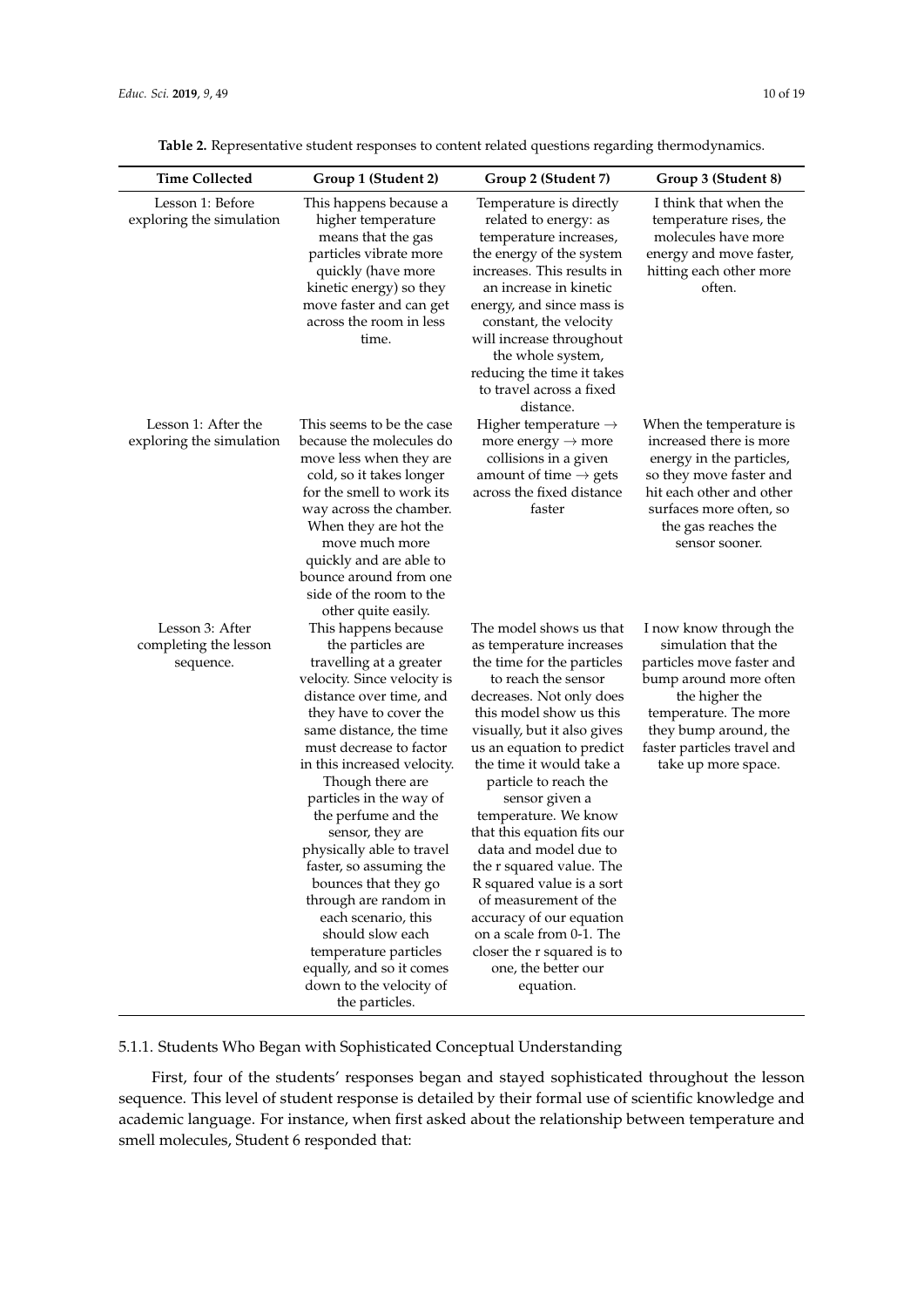**Table 2.** Representative student responses to content related questions regarding thermodynamics.

| Time Collected | Group 1 (Student 2) | Group 2 (Student 7) | Group 3 (Student 8) |
|---|---|---|---|
| Lesson 1: Before exploring the simulation | This happens because a higher temperature means that the gas particles vibrate more quickly (have more kinetic energy) so they move faster and can get across the room in less time. | Temperature is directly related to energy: as temperature increases, the energy of the system increases. This results in an increase in kinetic energy, and since mass is constant, the velocity will increase throughout the whole system, reducing the time it takes to travel across a fixed distance. | I think that when the temperature rises, the molecules have more energy and move faster, hitting each other more often. |
| Lesson 1: After the exploring the simulation | This seems to be the case because the molecules do move less when they are cold, so it takes longer for the smell to work its way across the chamber. When they are hot the move much more quickly and are able to bounce around from one side of the room to the other quite easily. | Higher temperature → more energy → more collisions in a given amount of time → gets across the fixed distance faster | When the temperature is increased there is more energy in the particles, so they move faster and hit each other and other surfaces more often, so the gas reaches the sensor sooner. |
| Lesson 3: After completing the lesson sequence. | This happens because the particles are travelling at a greater velocity. Since velocity is distance over time, and they have to cover the same distance, the time must decrease to factor in this increased velocity. Though there are particles in the way of the perfume and the sensor, they are physically able to travel faster, so assuming the bounces that they go through are random in each scenario, this should slow each temperature particles equally, and so it comes down to the velocity of the particles. | The model shows us that as temperature increases the time for the particles to reach the sensor decreases. Not only does this model show us this visually, but it also gives us an equation to predict the time it would take a particle to reach the sensor given a temperature. We know that this equation fits our data and model due to the r squared value. The R squared value is a sort of measurement of the accuracy of our equation on a scale from 0-1. The closer the r squared is to one, the better our equation. | I now know through the simulation that the particles move faster and bump around more often the higher the temperature. The more they bump around, the faster particles travel and take up more space. |

#### 5.1.1. Students Who Began with Sophisticated Conceptual Understanding

First, four of the students' responses began and stayed sophisticated throughout the lesson sequence. This level of student response is detailed by their formal use of scientific knowledge and academic language. For instance, when first asked about the relationship between temperature and smell molecules, Student 6 responded that: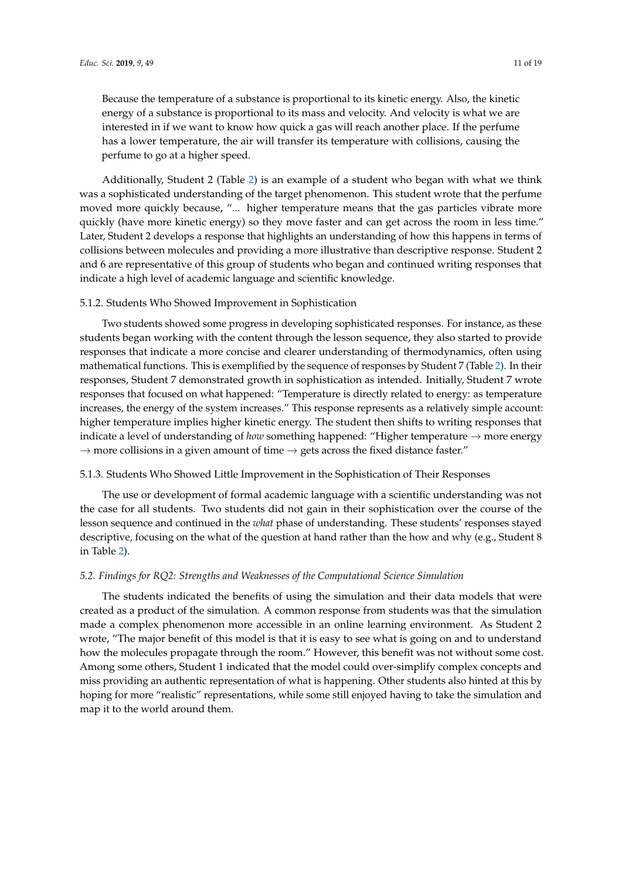> Because the temperature of a substance is proportional to its kinetic energy. Also, the kinetic energy of a substance is proportional to its mass and velocity. And velocity is what we are interested in if we want to know how quick a gas will reach another place. If the perfume has a lower temperature, the air will transfer its temperature with collisions, causing the perfume to go at a higher speed.

Additionally, Student 2 (Table 2) is an example of a student who began with what we think was a sophisticated understanding of the target phenomenon. This student wrote that the perfume moved more quickly because, "... higher temperature means that the gas particles vibrate more quickly (have more kinetic energy) so they move faster and can get across the room in less time." Later, Student 2 develops a response that highlights an understanding of how this happens in terms of collisions between molecules and providing a more illustrative than descriptive response. Student 2 and 6 are representative of this group of students who began and continued writing responses that indicate a high level of academic language and scientific knowledge.

#### 5.1.2. Students Who Showed Improvement in Sophistication

Two students showed some progress in developing sophisticated responses. For instance, as these students began working with the content through the lesson sequence, they also started to provide responses that indicate a more concise and clearer understanding of thermodynamics, often using mathematical functions. This is exemplified by the sequence of responses by Student 7 (Table 2). In their responses, Student 7 demonstrated growth in sophistication as intended. Initially, Student 7 wrote responses that focused on what happened: "Temperature is directly related to energy: as temperature increases, the energy of the system increases." This response represents as a relatively simple account: higher temperature implies higher kinetic energy. The student then shifts to writing responses that indicate a level of understanding of *how* something happened: "Higher temperature → more energy → more collisions in a given amount of time → gets across the fixed distance faster."

#### 5.1.3. Students Who Showed Little Improvement in the Sophistication of Their Responses

The use or development of formal academic language with a scientific understanding was not the case for all students. Two students did not gain in their sophistication over the course of the lesson sequence and continued in the *what* phase of understanding. These students' responses stayed descriptive, focusing on the what of the question at hand rather than the how and why (e.g., Student 8 in Table 2).

### *5.2. Findings for RQ2: Strengths and Weaknesses of the Computational Science Simulation*

The students indicated the benefits of using the simulation and their data models that were created as a product of the simulation. A common response from students was that the simulation made a complex phenomenon more accessible in an online learning environment. As Student 2 wrote, "The major benefit of this model is that it is easy to see what is going on and to understand how the molecules propagate through the room." However, this benefit was not without some cost. Among some others, Student 1 indicated that the model could over-simplify complex concepts and miss providing an authentic representation of what is happening. Other students also hinted at this by hoping for more "realistic" representations, while some still enjoyed having to take the simulation and map it to the world around them.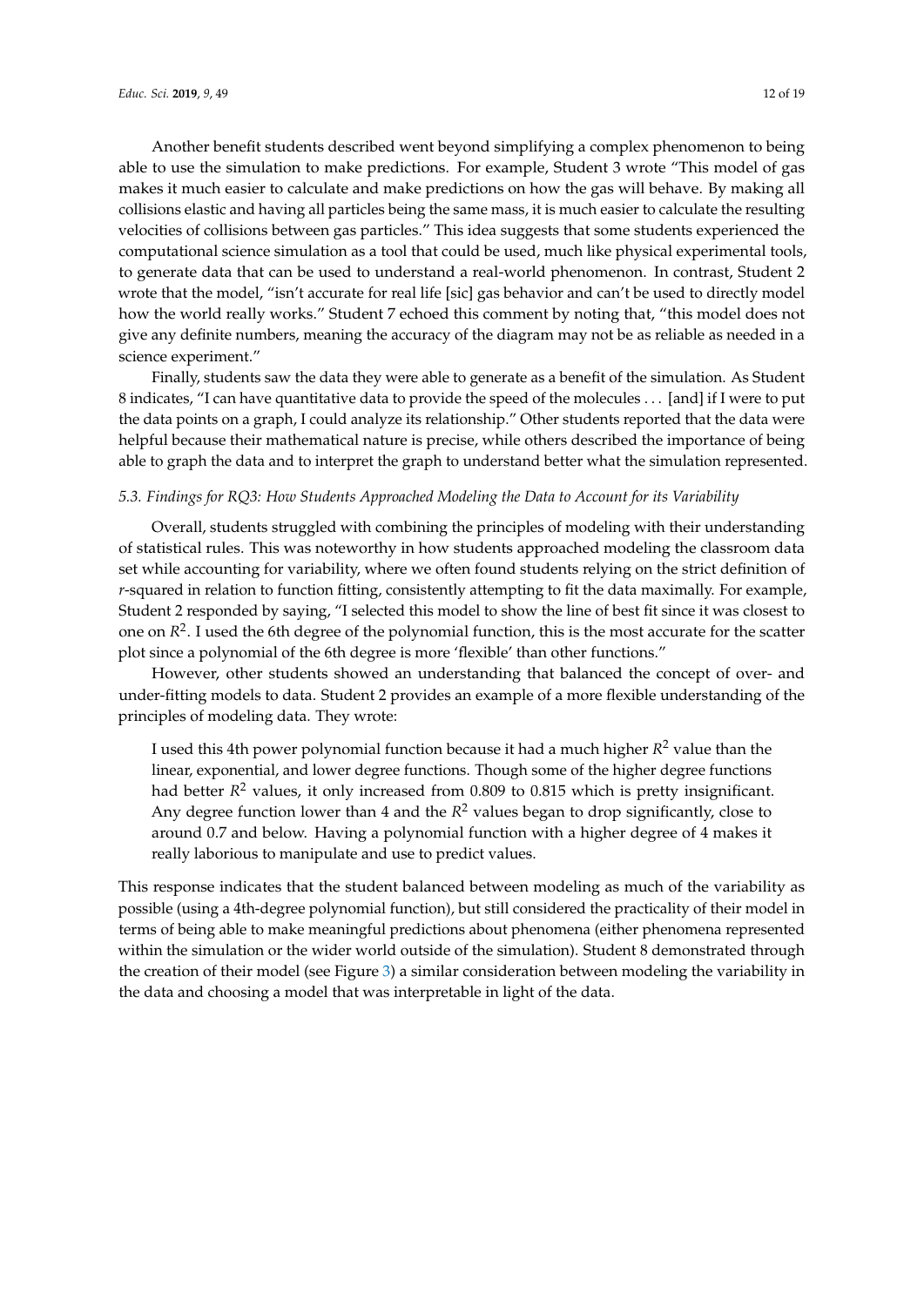Another benefit students described went beyond simplifying a complex phenomenon to being able to use the simulation to make predictions. For example, Student 3 wrote "This model of gas makes it much easier to calculate and make predictions on how the gas will behave. By making all collisions elastic and having all particles being the same mass, it is much easier to calculate the resulting velocities of collisions between gas particles." This idea suggests that some students experienced the computational science simulation as a tool that could be used, much like physical experimental tools, to generate data that can be used to understand a real-world phenomenon. In contrast, Student 2 wrote that the model, "isn't accurate for real life [sic] gas behavior and can't be used to directly model how the world really works." Student 7 echoed this comment by noting that, "this model does not give any definite numbers, meaning the accuracy of the diagram may not be as reliable as needed in a science experiment."

Finally, students saw the data they were able to generate as a benefit of the simulation. As Student 8 indicates, "I can have quantitative data to provide the speed of the molecules . . . [and] if I were to put the data points on a graph, I could analyze its relationship." Other students reported that the data were helpful because their mathematical nature is precise, while others described the importance of being able to graph the data and to interpret the graph to understand better what the simulation represented.

### *5.3. Findings for RQ3: How Students Approached Modeling the Data to Account for its Variability*

Overall, students struggled with combining the principles of modeling with their understanding of statistical rules. This was noteworthy in how students approached modeling the classroom data set while accounting for variability, where we often found students relying on the strict definition of *r*-squared in relation to function fitting, consistently attempting to fit the data maximally. For example, Student 2 responded by saying, "I selected this model to show the line of best fit since it was closest to one on $R^2$. I used the 6th degree of the polynomial function, this is the most accurate for the scatter plot since a polynomial of the 6th degree is more 'flexible' than other functions."

However, other students showed an understanding that balanced the concept of over- and under-fitting models to data. Student 2 provides an example of a more flexible understanding of the principles of modeling data. They wrote:

> I used this 4th power polynomial function because it had a much higher $R^2$ value than the linear, exponential, and lower degree functions. Though some of the higher degree functions had better $R^2$ values, it only increased from 0.809 to 0.815 which is pretty insignificant. Any degree function lower than 4 and the $R^2$ values began to drop significantly, close to around 0.7 and below. Having a polynomial function with a higher degree of 4 makes it really laborious to manipulate and use to predict values.

This response indicates that the student balanced between modeling as much of the variability as possible (using a 4th-degree polynomial function), but still considered the practicality of their model in terms of being able to make meaningful predictions about phenomena (either phenomena represented within the simulation or the wider world outside of the simulation). Student 8 demonstrated through the creation of their model (see Figure 3) a similar consideration between modeling the variability in the data and choosing a model that was interpretable in light of the data.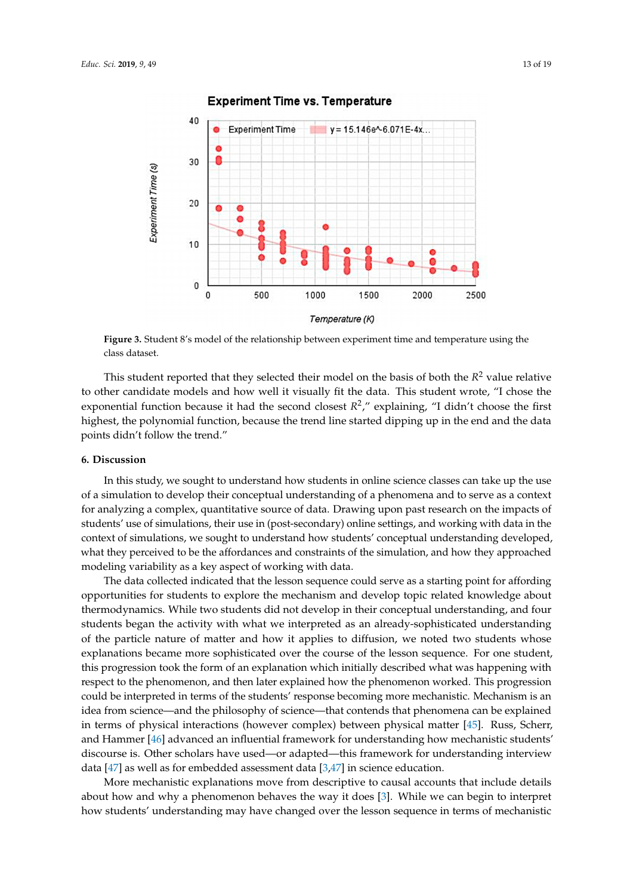Experiment Time vs. Temperature

Experiment Time (s)

Temperature (K)

Experiment Time

y = 15.146e^-6.071E-4x...

0 10 20 30 40

0 500 1000 1500 2000 2500

**Figure 3.** Student 8's model of the relationship between experiment time and temperature using the class dataset.

This student reported that they selected their model on the basis of both the $R^2$ value relative to other candidate models and how well it visually fit the data. This student wrote, "I chose the exponential function because it had the second closest $R^2$," explaining, "I didn't choose the first highest, the polynomial function, because the trend line started dipping up in the end and the data points didn't follow the trend."

## 6. Discussion

In this study, we sought to understand how students in online science classes can take up the use of a simulation to develop their conceptual understanding of a phenomena and to serve as a context for analyzing a complex, quantitative source of data. Drawing upon past research on the impacts of students' use of simulations, their use in (post-secondary) online settings, and working with data in the context of simulations, we sought to understand how students' conceptual understanding developed, what they perceived to be the affordances and constraints of the simulation, and how they approached modeling variability as a key aspect of working with data.

The data collected indicated that the lesson sequence could serve as a starting point for affording opportunities for students to explore the mechanism and develop topic related knowledge about thermodynamics. While two students did not develop in their conceptual understanding, and four students began the activity with what we interpreted as an already-sophisticated understanding of the particle nature of matter and how it applies to diffusion, we noted two students whose explanations became more sophisticated over the course of the lesson sequence. For one student, this progression took the form of an explanation which initially described what was happening with respect to the phenomenon, and then later explained how the phenomenon worked. This progression could be interpreted in terms of the students' response becoming more mechanistic. Mechanism is an idea from science—and the philosophy of science—that contends that phenomena can be explained in terms of physical interactions (however complex) between physical matter [45]. Russ, Scherr, and Hammer [46] advanced an influential framework for understanding how mechanistic students' discourse is. Other scholars have used—or adapted—this framework for understanding interview data [47] as well as for embedded assessment data [3,47] in science education.

More mechanistic explanations move from descriptive to causal accounts that include details about how and why a phenomenon behaves the way it does [3]. While we can begin to interpret how students' understanding may have changed over the lesson sequence in terms of mechanistic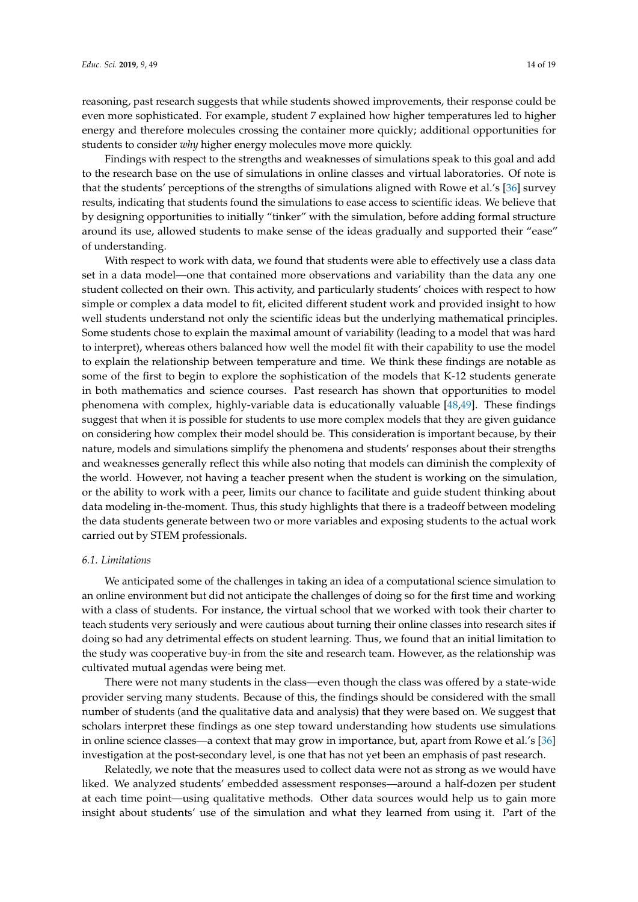reasoning, past research suggests that while students showed improvements, their response could be even more sophisticated. For example, student 7 explained how higher temperatures led to higher energy and therefore molecules crossing the container more quickly; additional opportunities for students to consider *why* higher energy molecules move more quickly.

Findings with respect to the strengths and weaknesses of simulations speak to this goal and add to the research base on the use of simulations in online classes and virtual laboratories. Of note is that the students' perceptions of the strengths of simulations aligned with Rowe et al.'s [36] survey results, indicating that students found the simulations to ease access to scientific ideas. We believe that by designing opportunities to initially "tinker" with the simulation, before adding formal structure around its use, allowed students to make sense of the ideas gradually and supported their "ease" of understanding.

With respect to work with data, we found that students were able to effectively use a class data set in a data model—one that contained more observations and variability than the data any one student collected on their own. This activity, and particularly students' choices with respect to how simple or complex a data model to fit, elicited different student work and provided insight to how well students understand not only the scientific ideas but the underlying mathematical principles. Some students chose to explain the maximal amount of variability (leading to a model that was hard to interpret), whereas others balanced how well the model fit with their capability to use the model to explain the relationship between temperature and time. We think these findings are notable as some of the first to begin to explore the sophistication of the models that K-12 students generate in both mathematics and science courses. Past research has shown that opportunities to model phenomena with complex, highly-variable data is educationally valuable [48,49]. These findings suggest that when it is possible for students to use more complex models that they are given guidance on considering how complex their model should be. This consideration is important because, by their nature, models and simulations simplify the phenomena and students' responses about their strengths and weaknesses generally reflect this while also noting that models can diminish the complexity of the world. However, not having a teacher present when the student is working on the simulation, or the ability to work with a peer, limits our chance to facilitate and guide student thinking about data modeling in-the-moment. Thus, this study highlights that there is a tradeoff between modeling the data students generate between two or more variables and exposing students to the actual work carried out by STEM professionals.

### 6.1. Limitations

We anticipated some of the challenges in taking an idea of a computational science simulation to an online environment but did not anticipate the challenges of doing so for the first time and working with a class of students. For instance, the virtual school that we worked with took their charter to teach students very seriously and were cautious about turning their online classes into research sites if doing so had any detrimental effects on student learning. Thus, we found that an initial limitation to the study was cooperative buy-in from the site and research team. However, as the relationship was cultivated mutual agendas were being met.

There were not many students in the class—even though the class was offered by a state-wide provider serving many students. Because of this, the findings should be considered with the small number of students (and the qualitative data and analysis) that they were based on. We suggest that scholars interpret these findings as one step toward understanding how students use simulations in online science classes—a context that may grow in importance, but, apart from Rowe et al.'s [36] investigation at the post-secondary level, is one that has not yet been an emphasis of past research.

Relatedly, we note that the measures used to collect data were not as strong as we would have liked. We analyzed students' embedded assessment responses—around a half-dozen per student at each time point—using qualitative methods. Other data sources would help us to gain more insight about students' use of the simulation and what they learned from using it. Part of the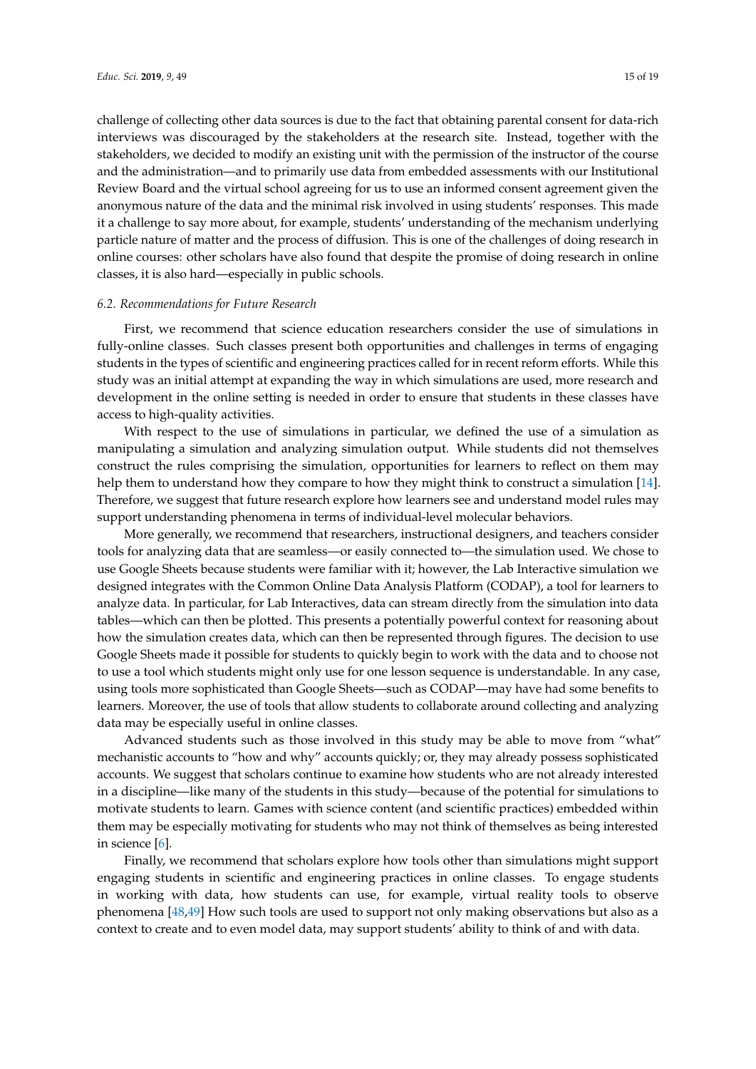challenge of collecting other data sources is due to the fact that obtaining parental consent for data-rich interviews was discouraged by the stakeholders at the research site. Instead, together with the stakeholders, we decided to modify an existing unit with the permission of the instructor of the course and the administration—and to primarily use data from embedded assessments with our Institutional Review Board and the virtual school agreeing for us to use an informed consent agreement given the anonymous nature of the data and the minimal risk involved in using students' responses. This made it a challenge to say more about, for example, students' understanding of the mechanism underlying particle nature of matter and the process of diffusion. This is one of the challenges of doing research in online courses: other scholars have also found that despite the promise of doing research in online classes, it is also hard—especially in public schools.

### *6.2. Recommendations for Future Research*

First, we recommend that science education researchers consider the use of simulations in fully-online classes. Such classes present both opportunities and challenges in terms of engaging students in the types of scientific and engineering practices called for in recent reform efforts. While this study was an initial attempt at expanding the way in which simulations are used, more research and development in the online setting is needed in order to ensure that students in these classes have access to high-quality activities.

With respect to the use of simulations in particular, we defined the use of a simulation as manipulating a simulation and analyzing simulation output. While students did not themselves construct the rules comprising the simulation, opportunities for learners to reflect on them may help them to understand how they compare to how they might think to construct a simulation [14]. Therefore, we suggest that future research explore how learners see and understand model rules may support understanding phenomena in terms of individual-level molecular behaviors.

More generally, we recommend that researchers, instructional designers, and teachers consider tools for analyzing data that are seamless—or easily connected to—the simulation used. We chose to use Google Sheets because students were familiar with it; however, the Lab Interactive simulation we designed integrates with the Common Online Data Analysis Platform (CODAP), a tool for learners to analyze data. In particular, for Lab Interactives, data can stream directly from the simulation into data tables—which can then be plotted. This presents a potentially powerful context for reasoning about how the simulation creates data, which can then be represented through figures. The decision to use Google Sheets made it possible for students to quickly begin to work with the data and to choose not to use a tool which students might only use for one lesson sequence is understandable. In any case, using tools more sophisticated than Google Sheets—such as CODAP—may have had some benefits to learners. Moreover, the use of tools that allow students to collaborate around collecting and analyzing data may be especially useful in online classes.

Advanced students such as those involved in this study may be able to move from "what" mechanistic accounts to "how and why" accounts quickly; or, they may already possess sophisticated accounts. We suggest that scholars continue to examine how students who are not already interested in a discipline—like many of the students in this study—because of the potential for simulations to motivate students to learn. Games with science content (and scientific practices) embedded within them may be especially motivating for students who may not think of themselves as being interested in science [6].

Finally, we recommend that scholars explore how tools other than simulations might support engaging students in scientific and engineering practices in online classes. To engage students in working with data, how students can use, for example, virtual reality tools to observe phenomena [48,49] How such tools are used to support not only making observations but also as a context to create and to even model data, may support students' ability to think of and with data.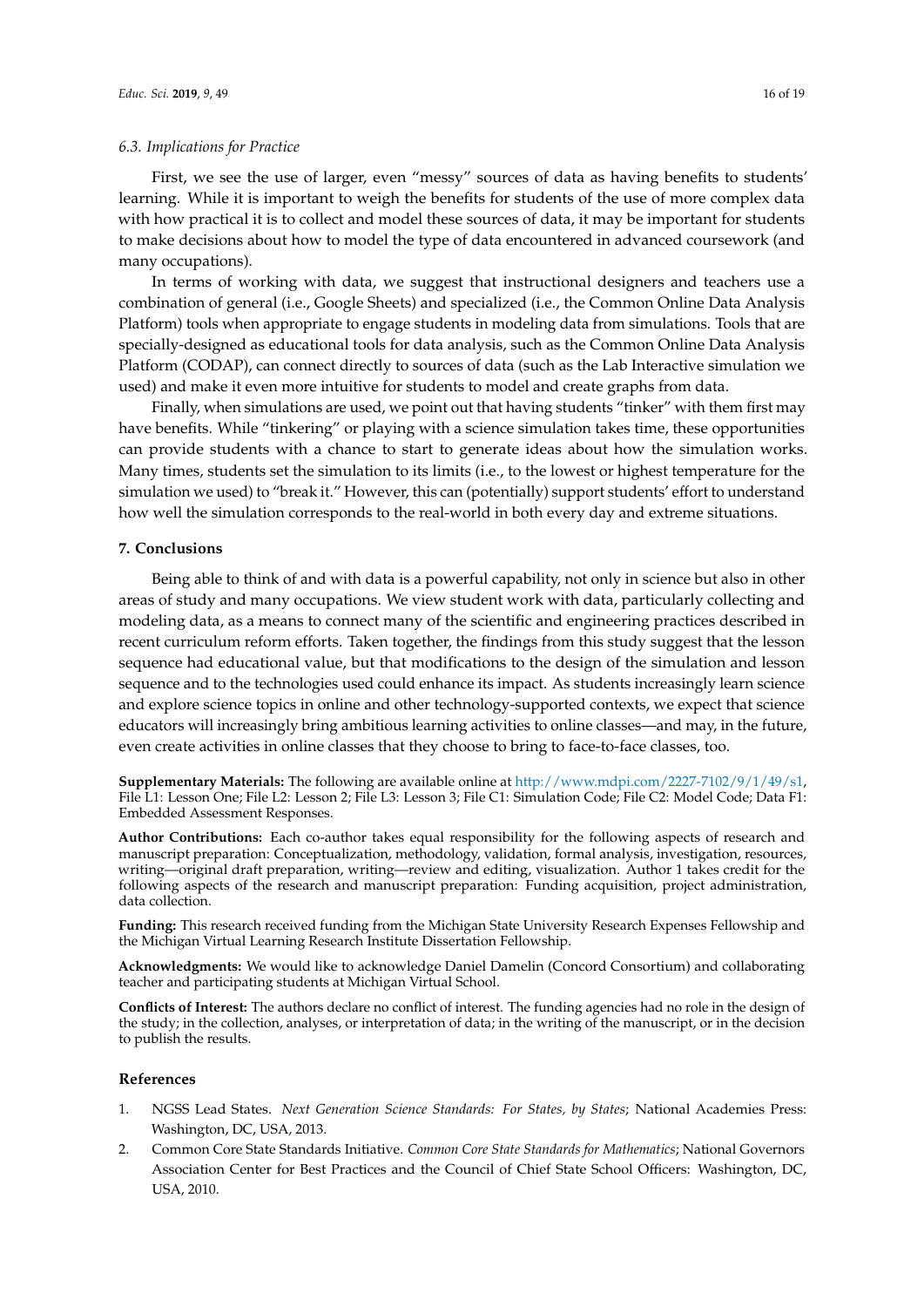### 6.3. Implications for Practice

First, we see the use of larger, even "messy" sources of data as having benefits to students' learning. While it is important to weigh the benefits for students of the use of more complex data with how practical it is to collect and model these sources of data, it may be important for students to make decisions about how to model the type of data encountered in advanced coursework (and many occupations).

In terms of working with data, we suggest that instructional designers and teachers use a combination of general (i.e., Google Sheets) and specialized (i.e., the Common Online Data Analysis Platform) tools when appropriate to engage students in modeling data from simulations. Tools that are specially-designed as educational tools for data analysis, such as the Common Online Data Analysis Platform (CODAP), can connect directly to sources of data (such as the Lab Interactive simulation we used) and make it even more intuitive for students to model and create graphs from data.

Finally, when simulations are used, we point out that having students "tinker" with them first may have benefits. While "tinkering" or playing with a science simulation takes time, these opportunities can provide students with a chance to start to generate ideas about how the simulation works. Many times, students set the simulation to its limits (i.e., to the lowest or highest temperature for the simulation we used) to "break it." However, this can (potentially) support students' effort to understand how well the simulation corresponds to the real-world in both every day and extreme situations.

## 7. Conclusions

Being able to think of and with data is a powerful capability, not only in science but also in other areas of study and many occupations. We view student work with data, particularly collecting and modeling data, as a means to connect many of the scientific and engineering practices described in recent curriculum reform efforts. Taken together, the findings from this study suggest that the lesson sequence had educational value, but that modifications to the design of the simulation and lesson sequence and to the technologies used could enhance its impact. As students increasingly learn science and explore science topics in online and other technology-supported contexts, we expect that science educators will increasingly bring ambitious learning activities to online classes—and may, in the future, even create activities in online classes that they choose to bring to face-to-face classes, too.

**Supplementary Materials:** The following are available online at http://www.mdpi.com/2227-7102/9/1/49/s1, File L1: Lesson One; File L2: Lesson 2; File L3: Lesson 3; File C1: Simulation Code; File C2: Model Code; Data F1: Embedded Assessment Responses.

**Author Contributions:** Each co-author takes equal responsibility for the following aspects of research and manuscript preparation: Conceptualization, methodology, validation, formal analysis, investigation, resources, writing—original draft preparation, writing—review and editing, visualization. Author 1 takes credit for the following aspects of the research and manuscript preparation: Funding acquisition, project administration, data collection.

**Funding:** This research received funding from the Michigan State University Research Expenses Fellowship and the Michigan Virtual Learning Research Institute Dissertation Fellowship.

**Acknowledgments:** We would like to acknowledge Daniel Damelin (Concord Consortium) and collaborating teacher and participating students at Michigan Virtual School.

**Conflicts of Interest:** The authors declare no conflict of interest. The funding agencies had no role in the design of the study; in the collection, analyses, or interpretation of data; in the writing of the manuscript, or in the decision to publish the results.

## References

1. NGSS Lead States. *Next Generation Science Standards: For States, by States*; National Academies Press: Washington, DC, USA, 2013.
2. Common Core State Standards Initiative. *Common Core State Standards for Mathematics*; National Governors Association Center for Best Practices and the Council of Chief State School Officers: Washington, DC, USA, 2010.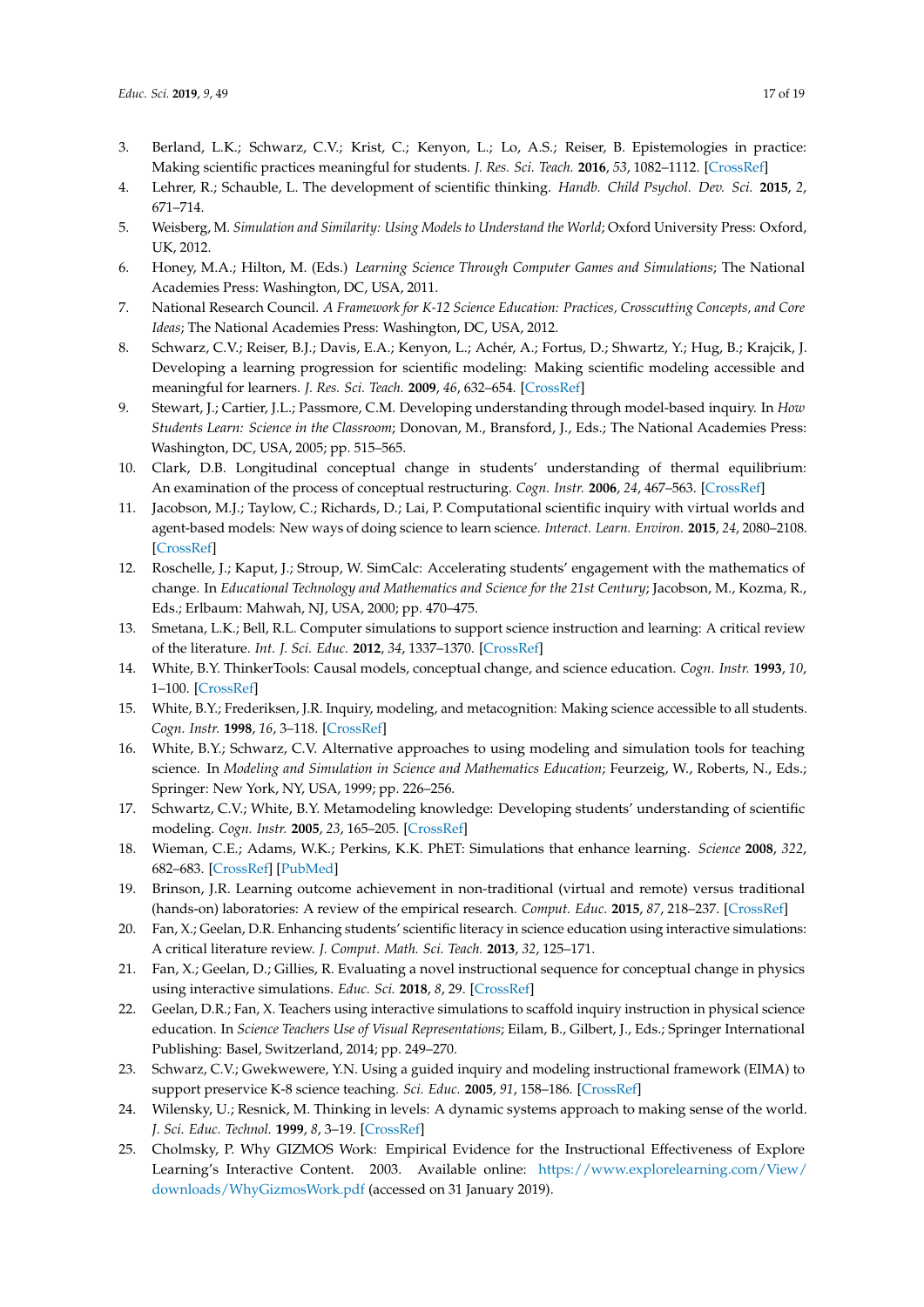3. Berland, L.K.; Schwarz, C.V.; Krist, C.; Kenyon, L.; Lo, A.S.; Reiser, B. Epistemologies in practice: Making scientific practices meaningful for students. *J. Res. Sci. Teach.* **2016**, *53*, 1082–1112. [CrossRef]
4. Lehrer, R.; Schauble, L. The development of scientific thinking. *Handb. Child Psychol. Dev. Sci.* **2015**, *2*, 671–714.
5. Weisberg, M. *Simulation and Similarity: Using Models to Understand the World*; Oxford University Press: Oxford, UK, 2012.
6. Honey, M.A.; Hilton, M. (Eds.) *Learning Science Through Computer Games and Simulations*; The National Academies Press: Washington, DC, USA, 2011.
7. National Research Council. *A Framework for K-12 Science Education: Practices, Crosscutting Concepts, and Core Ideas*; The National Academies Press: Washington, DC, USA, 2012.
8. Schwarz, C.V.; Reiser, B.J.; Davis, E.A.; Kenyon, L.; Achér, A.; Fortus, D.; Shwartz, Y.; Hug, B.; Krajcik, J. Developing a learning progression for scientific modeling: Making scientific modeling accessible and meaningful for learners. *J. Res. Sci. Teach.* **2009**, *46*, 632–654. [CrossRef]
9. Stewart, J.; Cartier, J.L.; Passmore, C.M. Developing understanding through model-based inquiry. In *How Students Learn: Science in the Classroom*; Donovan, M., Bransford, J., Eds.; The National Academies Press: Washington, DC, USA, 2005; pp. 515–565.
10. Clark, D.B. Longitudinal conceptual change in students' understanding of thermal equilibrium: An examination of the process of conceptual restructuring. *Cogn. Instr.* **2006**, *24*, 467–563. [CrossRef]
11. Jacobson, M.J.; Taylow, C.; Richards, D.; Lai, P. Computational scientific inquiry with virtual worlds and agent-based models: New ways of doing science to learn science. *Interact. Learn. Environ.* **2015**, *24*, 2080–2108. [CrossRef]
12. Roschelle, J.; Kaput, J.; Stroup, W. SimCalc: Accelerating students' engagement with the mathematics of change. In *Educational Technology and Mathematics and Science for the 21st Century*; Jacobson, M., Kozma, R., Eds.; Erlbaum: Mahwah, NJ, USA, 2000; pp. 470–475.
13. Smetana, L.K.; Bell, R.L. Computer simulations to support science instruction and learning: A critical review of the literature. *Int. J. Sci. Educ.* **2012**, *34*, 1337–1370. [CrossRef]
14. White, B.Y. ThinkerTools: Causal models, conceptual change, and science education. *Cogn. Instr.* **1993**, *10*, 1–100. [CrossRef]
15. White, B.Y.; Frederiksen, J.R. Inquiry, modeling, and metacognition: Making science accessible to all students. *Cogn. Instr.* **1998**, *16*, 3–118. [CrossRef]
16. White, B.Y.; Schwarz, C.V. Alternative approaches to using modeling and simulation tools for teaching science. In *Modeling and Simulation in Science and Mathematics Education*; Feurzeig, W., Roberts, N., Eds.; Springer: New York, NY, USA, 1999; pp. 226–256.
17. Schwartz, C.V.; White, B.Y. Metamodeling knowledge: Developing students' understanding of scientific modeling. *Cogn. Instr.* **2005**, *23*, 165–205. [CrossRef]
18. Wieman, C.E.; Adams, W.K.; Perkins, K.K. PhET: Simulations that enhance learning. *Science* **2008**, *322*, 682–683. [CrossRef] [PubMed]
19. Brinson, J.R. Learning outcome achievement in non-traditional (virtual and remote) versus traditional (hands-on) laboratories: A review of the empirical research. *Comput. Educ.* **2015**, *87*, 218–237. [CrossRef]
20. Fan, X.; Geelan, D.R. Enhancing students' scientific literacy in science education using interactive simulations: A critical literature review. *J. Comput. Math. Sci. Teach.* **2013**, *32*, 125–171.
21. Fan, X.; Geelan, D.; Gillies, R. Evaluating a novel instructional sequence for conceptual change in physics using interactive simulations. *Educ. Sci.* **2018**, *8*, 29. [CrossRef]
22. Geelan, D.R.; Fan, X. Teachers using interactive simulations to scaffold inquiry instruction in physical science education. In *Science Teachers Use of Visual Representations*; Eilam, B., Gilbert, J., Eds.; Springer International Publishing: Basel, Switzerland, 2014; pp. 249–270.
23. Schwarz, C.V.; Gwekwewere, Y.N. Using a guided inquiry and modeling instructional framework (EIMA) to support preservice K-8 science teaching. *Sci. Educ.* **2005**, *91*, 158–186. [CrossRef]
24. Wilensky, U.; Resnick, M. Thinking in levels: A dynamic systems approach to making sense of the world. *J. Sci. Educ. Technol.* **1999**, *8*, 3–19. [CrossRef]
25. Cholmsky, P. Why GIZMOS Work: Empirical Evidence for the Instructional Effectiveness of Explore Learning's Interactive Content. 2003. Available online: https://www.explorelearning.com/View/downloads/WhyGizmosWork.pdf (accessed on 31 January 2019).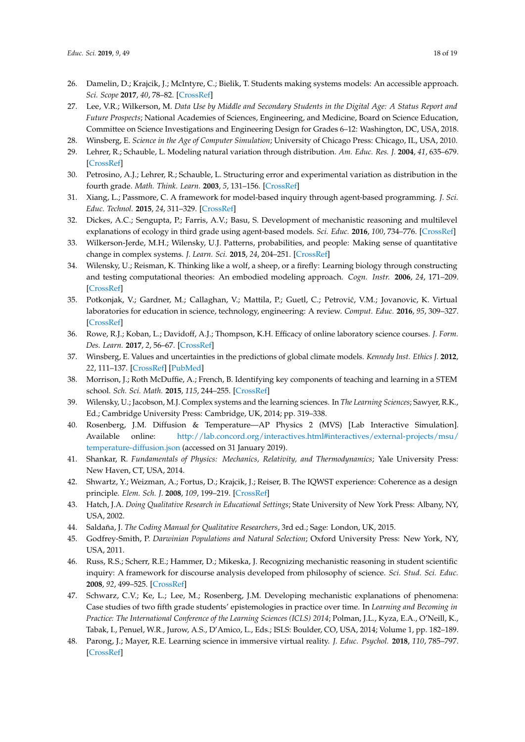26. Damelin, D.; Krajcik, J.; McIntyre, C.; Bielik, T. Students making systems models: An accessible approach. *Sci. Scope* **2017**, *40*, 78–82. [CrossRef]
27. Lee, V.R.; Wilkerson, M. *Data Use by Middle and Secondary Students in the Digital Age: A Status Report and Future Prospects*; National Academies of Sciences, Engineering, and Medicine, Board on Science Education, Committee on Science Investigations and Engineering Design for Grades 6–12: Washington, DC, USA, 2018.
28. Winsberg, E. *Science in the Age of Computer Simulation*; University of Chicago Press: Chicago, IL, USA, 2010.
29. Lehrer, R.; Schauble, L. Modeling natural variation through distribution. *Am. Educ. Res. J.* **2004**, *41*, 635–679. [CrossRef]
30. Petrosino, A.J.; Lehrer, R.; Schauble, L. Structuring error and experimental variation as distribution in the fourth grade. *Math. Think. Learn.* **2003**, *5*, 131–156. [CrossRef]
31. Xiang, L.; Passmore, C. A framework for model-based inquiry through agent-based programming. *J. Sci. Educ. Technol.* **2015**, *24*, 311–329. [CrossRef]
32. Dickes, A.C.; Sengupta, P.; Farris, A.V.; Basu, S. Development of mechanistic reasoning and multilevel explanations of ecology in third grade using agent-based models. *Sci. Educ.* **2016**, *100*, 734–776. [CrossRef]
33. Wilkerson-Jerde, M.H.; Wilensky, U.J. Patterns, probabilities, and people: Making sense of quantitative change in complex systems. *J. Learn. Sci.* **2015**, *24*, 204–251. [CrossRef]
34. Wilensky, U.; Reisman, K. Thinking like a wolf, a sheep, or a firefly: Learning biology through constructing and testing computational theories: An embodied modeling approach. *Cogn. Instr.* **2006**, *24*, 171–209. [CrossRef]
35. Potkonjak, V.; Gardner, M.; Callaghan, V.; Mattila, P.; Guetl, C.; Petrović, V.M.; Jovanovic, K. Virtual laboratories for education in science, technology, engineering: A review. *Comput. Educ.* **2016**, *95*, 309–327. [CrossRef]
36. Rowe, R.J.; Koban, L.; Davidoff, A.J.; Thompson, K.H. Efficacy of online laboratory science courses. *J. Form. Des. Learn.* **2017**, *2*, 56–67. [CrossRef]
37. Winsberg, E. Values and uncertainties in the predictions of global climate models. *Kennedy Inst. Ethics J.* **2012**, *22*, 111–137. [CrossRef] [PubMed]
38. Morrison, J.; Roth McDuffie, A.; French, B. Identifying key components of teaching and learning in a STEM school. *Sch. Sci. Math.* **2015**, *115*, 244–255. [CrossRef]
39. Wilensky, U.; Jacobson, M.J. Complex systems and the learning sciences. In *The Learning Sciences*; Sawyer, R.K., Ed.; Cambridge University Press: Cambridge, UK, 2014; pp. 319–338.
40. Rosenberg, J.M. Diffusion & Temperature—AP Physics 2 (MVS) [Lab Interactive Simulation]. Available online: http://lab.concord.org/interactives.html#interactives/external-projects/msu/temperature-diffusion.json (accessed on 31 January 2019).
41. Shankar, R. *Fundamentals of Physics: Mechanics, Relativity, and Thermodynamics*; Yale University Press: New Haven, CT, USA, 2014.
42. Shwartz, Y.; Weizman, A.; Fortus, D.; Krajcik, J.; Reiser, B. The IQWST experience: Coherence as a design principle. *Elem. Sch. J.* **2008**, *109*, 199–219. [CrossRef]
43. Hatch, J.A. *Doing Qualitative Research in Educational Settings*; State University of New York Press: Albany, NY, USA, 2002.
44. Saldaña, J. *The Coding Manual for Qualitative Researchers*, 3rd ed.; Sage: London, UK, 2015.
45. Godfrey-Smith, P. *Darwinian Populations and Natural Selection*; Oxford University Press: New York, NY, USA, 2011.
46. Russ, R.S.; Scherr, R.E.; Hammer, D.; Mikeska, J. Recognizing mechanistic reasoning in student scientific inquiry: A framework for discourse analysis developed from philosophy of science. *Sci. Stud. Sci. Educ.* **2008**, *92*, 499–525. [CrossRef]
47. Schwarz, C.V.; Ke, L.; Lee, M.; Rosenberg, J.M. Developing mechanistic explanations of phenomena: Case studies of two fifth grade students' epistemologies in practice over time. In *Learning and Becoming in Practice: The International Conference of the Learning Sciences (ICLS) 2014*; Polman, J.L., Kyza, E.A., O'Neill, K., Tabak, I., Penuel, W.R., Jurow, A.S., D'Amico, L., Eds.; ISLS: Boulder, CO, USA, 2014; Volume 1, pp. 182–189.
48. Parong, J.; Mayer, R.E. Learning science in immersive virtual reality. *J. Educ. Psychol.* **2018**, *110*, 785–797. [CrossRef]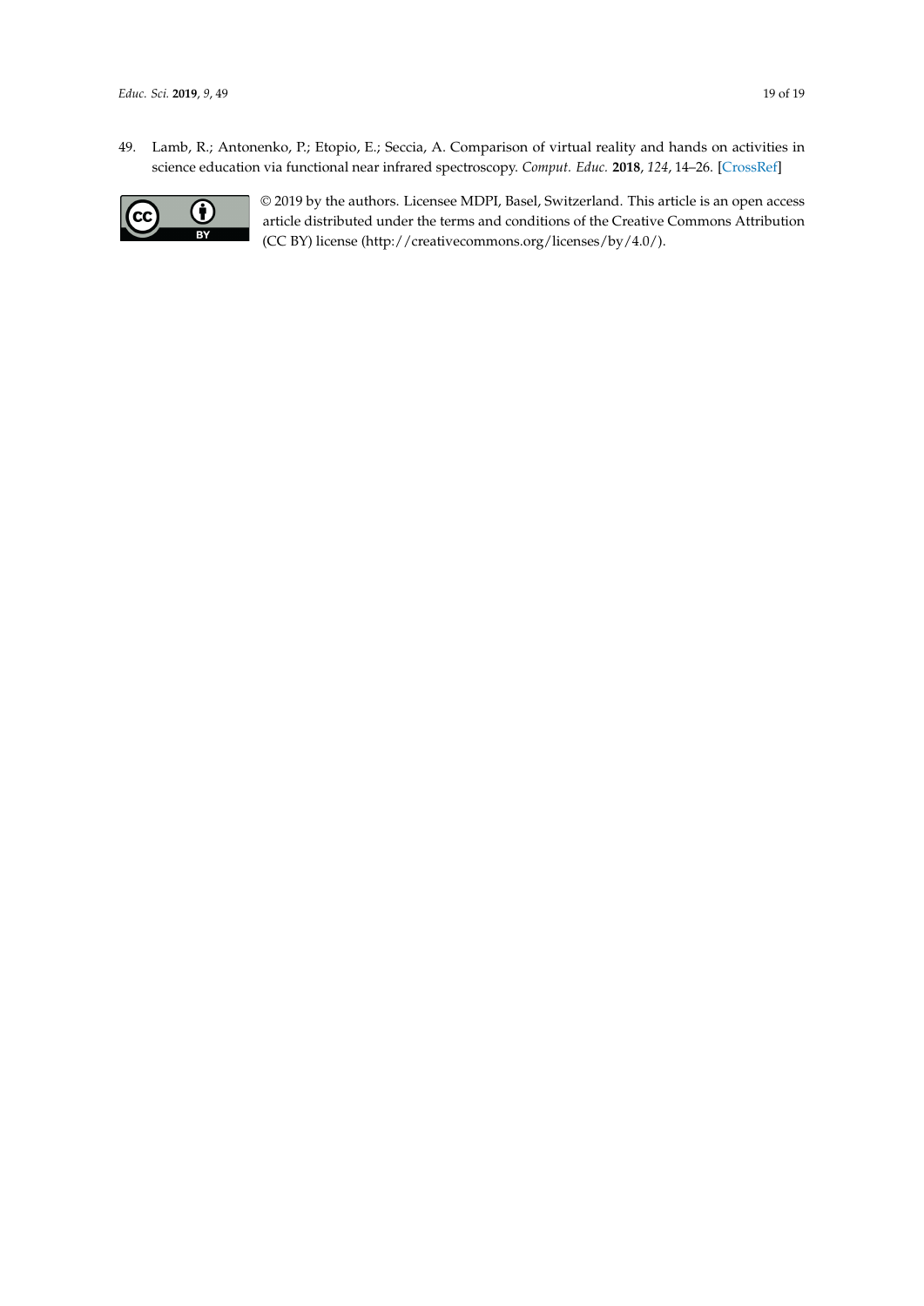49. Lamb, R.; Antonenko, P.; Etopio, E.; Seccia, A. Comparison of virtual reality and hands on activities in science education via functional near infrared spectroscopy. *Comput. Educ.* **2018**, *124*, 14–26. [CrossRef]

© 2019 by the authors. Licensee MDPI, Basel, Switzerland. This article is an open access article distributed under the terms and conditions of the Creative Commons Attribution (CC BY) license (http://creativecommons.org/licenses/by/4.0/).